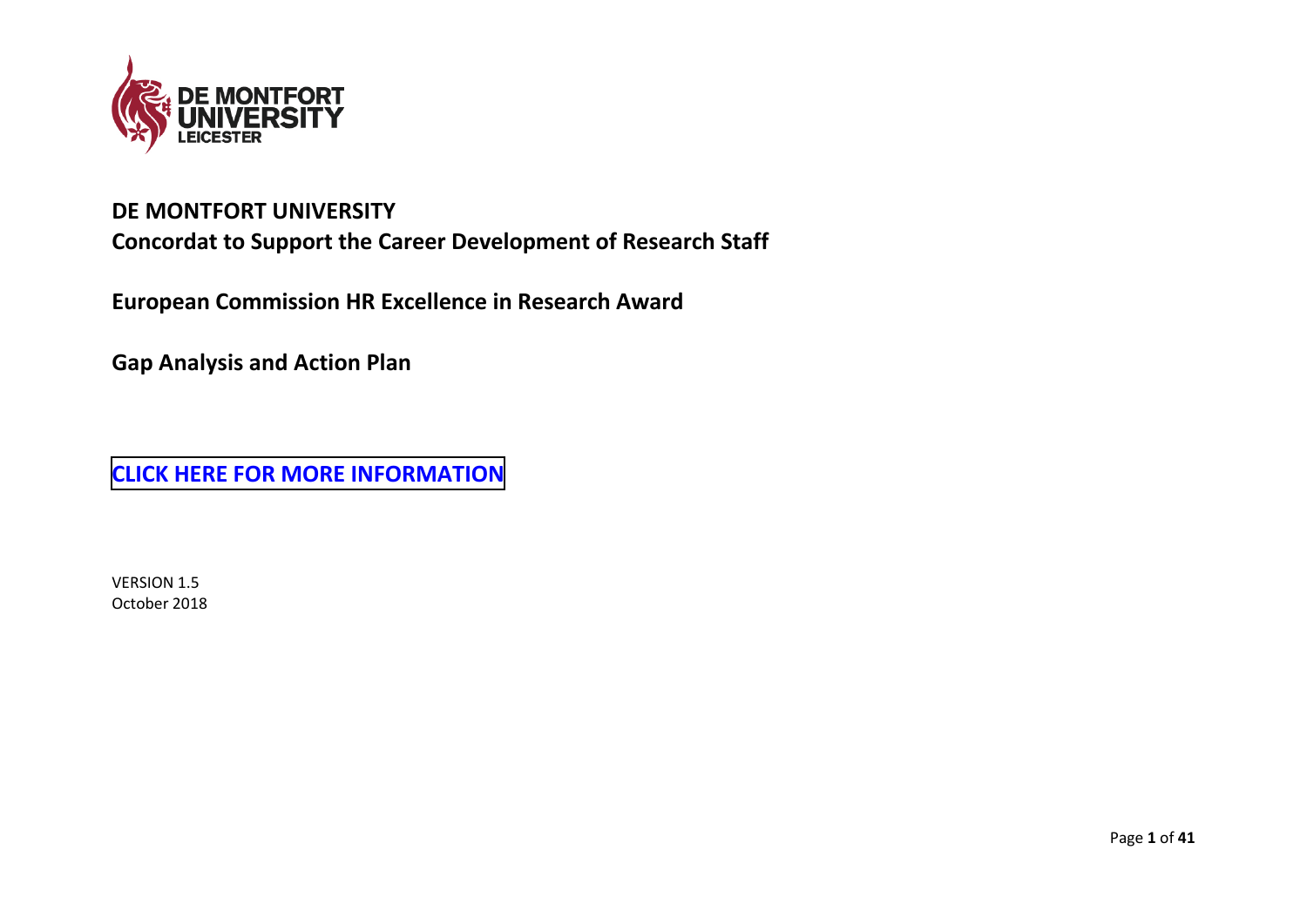# DE MONTFORT UNIVERSITY

## Concordat to Support the Career Development of Research Staff

## European Commission HR Excellence in Research Award

## Gap Analysis and Action Plan

**CLICK HERE FOR MORE INFORMATION**

VERSION 1.5
October 2018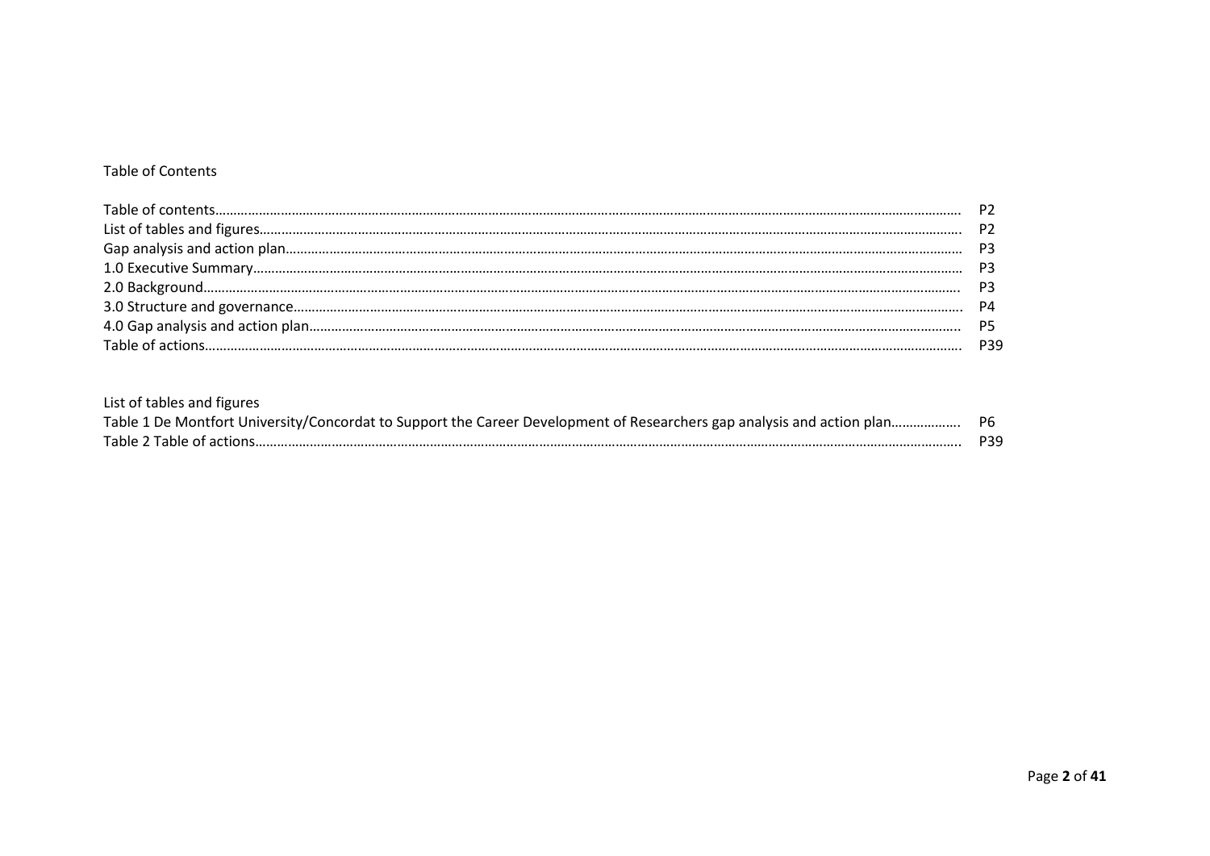## Table of Contents

| | |
|---|---|
| Table of contents | P2 |
| List of tables and figures | P2 |
| Gap analysis and action plan | P3 |
| 1.0 Executive Summary | P3 |
| 2.0 Background | P3 |
| 3.0 Structure and governance | P4 |
| 4.0 Gap analysis and action plan | P5 |
| Table of actions | P39 |

## List of tables and figures

| | |
|---|---|
| Table 1 De Montfort University/Concordat to Support the Career Development of Researchers gap analysis and action plan | P6 |
| Table 2 Table of actions | P39 |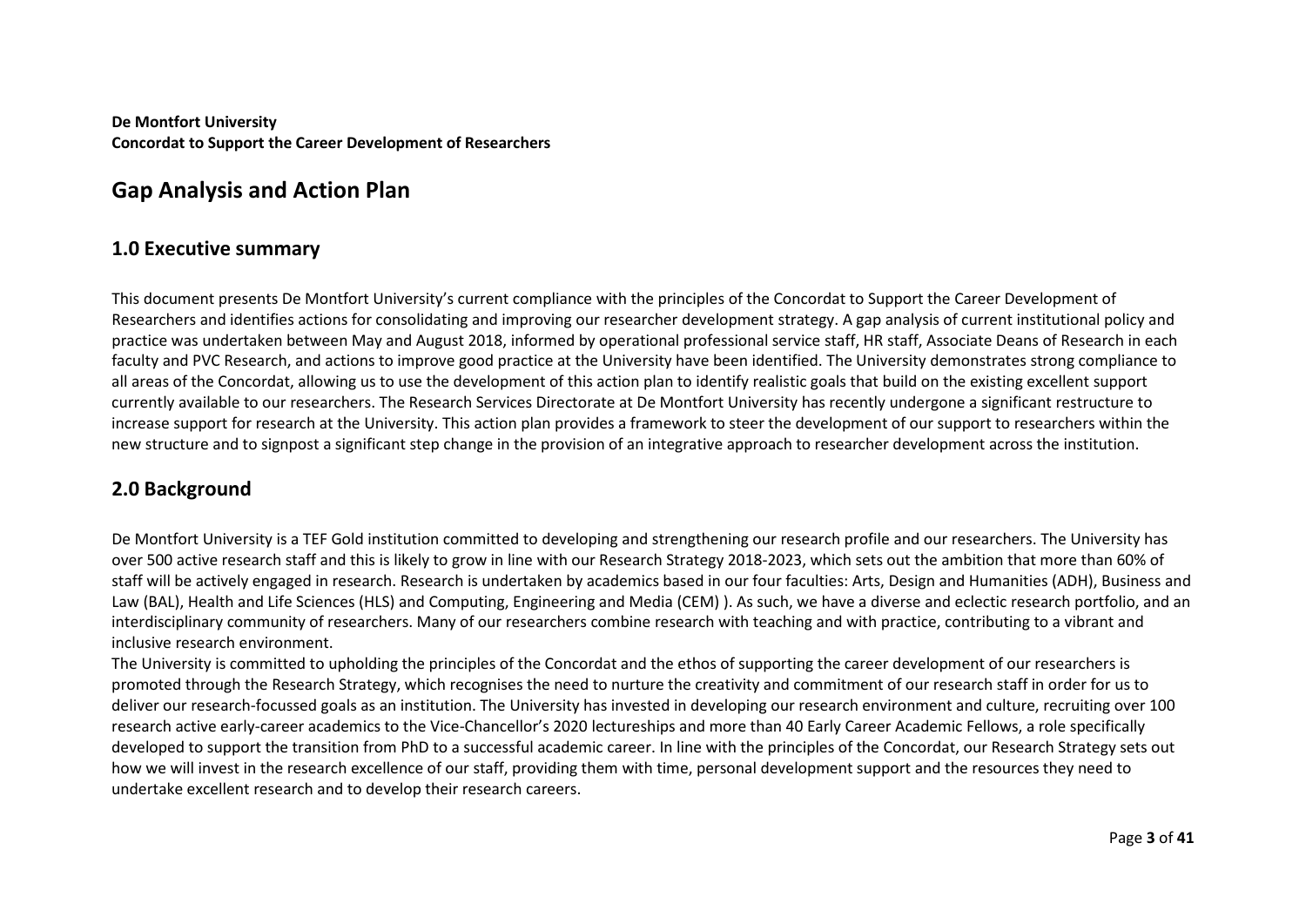**De Montfort University**
**Concordat to Support the Career Development of Researchers**

# Gap Analysis and Action Plan

## 1.0 Executive summary

This document presents De Montfort University's current compliance with the principles of the Concordat to Support the Career Development of Researchers and identifies actions for consolidating and improving our researcher development strategy. A gap analysis of current institutional policy and practice was undertaken between May and August 2018, informed by operational professional service staff, HR staff, Associate Deans of Research in each faculty and PVC Research, and actions to improve good practice at the University have been identified. The University demonstrates strong compliance to all areas of the Concordat, allowing us to use the development of this action plan to identify realistic goals that build on the existing excellent support currently available to our researchers. The Research Services Directorate at De Montfort University has recently undergone a significant restructure to increase support for research at the University. This action plan provides a framework to steer the development of our support to researchers within the new structure and to signpost a significant step change in the provision of an integrative approach to researcher development across the institution.

## 2.0 Background

De Montfort University is a TEF Gold institution committed to developing and strengthening our research profile and our researchers. The University has over 500 active research staff and this is likely to grow in line with our Research Strategy 2018-2023, which sets out the ambition that more than 60% of staff will be actively engaged in research. Research is undertaken by academics based in our four faculties: Arts, Design and Humanities (ADH), Business and Law (BAL), Health and Life Sciences (HLS) and Computing, Engineering and Media (CEM) ). As such, we have a diverse and eclectic research portfolio, and an interdisciplinary community of researchers. Many of our researchers combine research with teaching and with practice, contributing to a vibrant and inclusive research environment.

The University is committed to upholding the principles of the Concordat and the ethos of supporting the career development of our researchers is promoted through the Research Strategy, which recognises the need to nurture the creativity and commitment of our research staff in order for us to deliver our research-focussed goals as an institution. The University has invested in developing our research environment and culture, recruiting over 100 research active early-career academics to the Vice-Chancellor's 2020 lectureships and more than 40 Early Career Academic Fellows, a role specifically developed to support the transition from PhD to a successful academic career. In line with the principles of the Concordat, our Research Strategy sets out how we will invest in the research excellence of our staff, providing them with time, personal development support and the resources they need to undertake excellent research and to develop their research careers.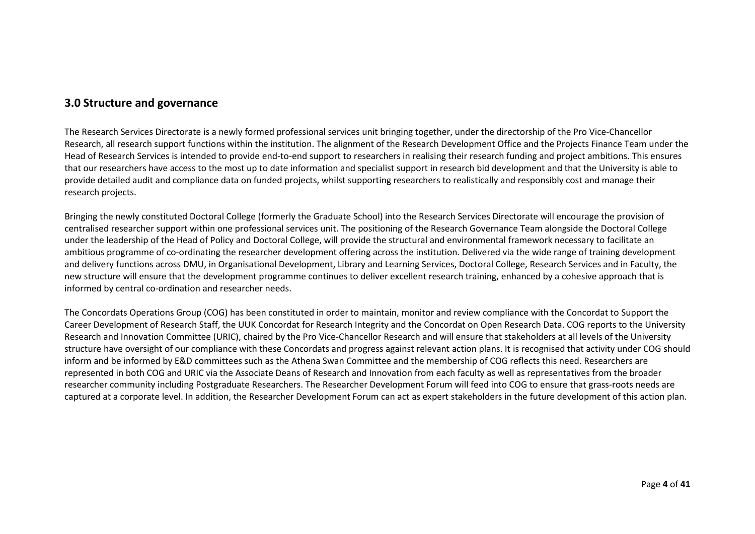## 3.0 Structure and governance

The Research Services Directorate is a newly formed professional services unit bringing together, under the directorship of the Pro Vice-Chancellor Research, all research support functions within the institution. The alignment of the Research Development Office and the Projects Finance Team under the Head of Research Services is intended to provide end-to-end support to researchers in realising their research funding and project ambitions. This ensures that our researchers have access to the most up to date information and specialist support in research bid development and that the University is able to provide detailed audit and compliance data on funded projects, whilst supporting researchers to realistically and responsibly cost and manage their research projects.

Bringing the newly constituted Doctoral College (formerly the Graduate School) into the Research Services Directorate will encourage the provision of centralised researcher support within one professional services unit. The positioning of the Research Governance Team alongside the Doctoral College under the leadership of the Head of Policy and Doctoral College, will provide the structural and environmental framework necessary to facilitate an ambitious programme of co-ordinating the researcher development offering across the institution. Delivered via the wide range of training development and delivery functions across DMU, in Organisational Development, Library and Learning Services, Doctoral College, Research Services and in Faculty, the new structure will ensure that the development programme continues to deliver excellent research training, enhanced by a cohesive approach that is informed by central co-ordination and researcher needs.

The Concordats Operations Group (COG) has been constituted in order to maintain, monitor and review compliance with the Concordat to Support the Career Development of Research Staff, the UUK Concordat for Research Integrity and the Concordat on Open Research Data. COG reports to the University Research and Innovation Committee (URIC), chaired by the Pro Vice-Chancellor Research and will ensure that stakeholders at all levels of the University structure have oversight of our compliance with these Concordats and progress against relevant action plans. It is recognised that activity under COG should inform and be informed by E&D committees such as the Athena Swan Committee and the membership of COG reflects this need. Researchers are represented in both COG and URIC via the Associate Deans of Research and Innovation from each faculty as well as representatives from the broader researcher community including Postgraduate Researchers. The Researcher Development Forum will feed into COG to ensure that grass-roots needs are captured at a corporate level. In addition, the Researcher Development Forum can act as expert stakeholders in the future development of this action plan.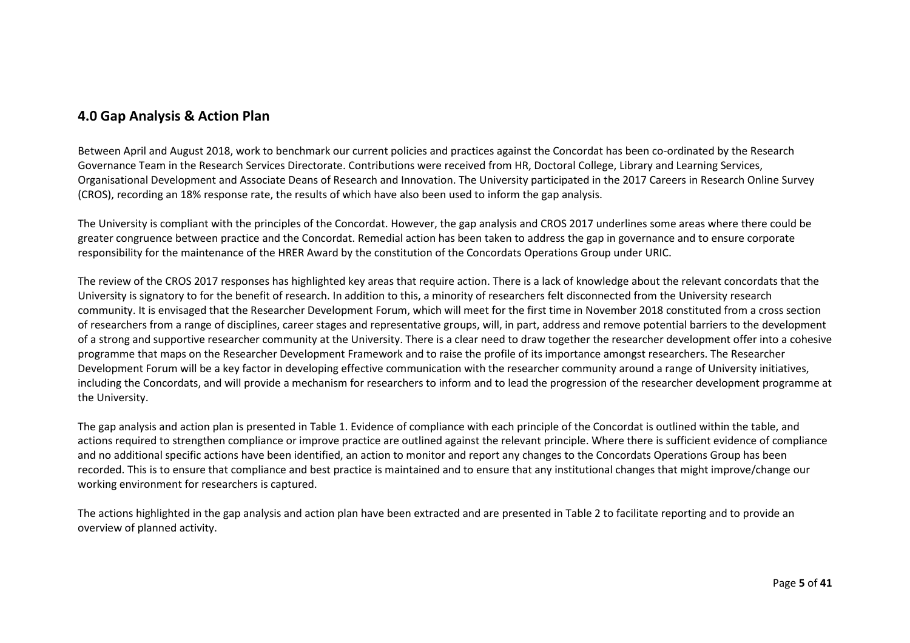## 4.0 Gap Analysis & Action Plan

Between April and August 2018, work to benchmark our current policies and practices against the Concordat has been co-ordinated by the Research Governance Team in the Research Services Directorate. Contributions were received from HR, Doctoral College, Library and Learning Services, Organisational Development and Associate Deans of Research and Innovation. The University participated in the 2017 Careers in Research Online Survey (CROS), recording an 18% response rate, the results of which have also been used to inform the gap analysis.

The University is compliant with the principles of the Concordat. However, the gap analysis and CROS 2017 underlines some areas where there could be greater congruence between practice and the Concordat. Remedial action has been taken to address the gap in governance and to ensure corporate responsibility for the maintenance of the HRER Award by the constitution of the Concordats Operations Group under URIC.

The review of the CROS 2017 responses has highlighted key areas that require action. There is a lack of knowledge about the relevant concordats that the University is signatory to for the benefit of research. In addition to this, a minority of researchers felt disconnected from the University research community. It is envisaged that the Researcher Development Forum, which will meet for the first time in November 2018 constituted from a cross section of researchers from a range of disciplines, career stages and representative groups, will, in part, address and remove potential barriers to the development of a strong and supportive researcher community at the University. There is a clear need to draw together the researcher development offer into a cohesive programme that maps on the Researcher Development Framework and to raise the profile of its importance amongst researchers. The Researcher Development Forum will be a key factor in developing effective communication with the researcher community around a range of University initiatives, including the Concordats, and will provide a mechanism for researchers to inform and to lead the progression of the researcher development programme at the University.

The gap analysis and action plan is presented in Table 1. Evidence of compliance with each principle of the Concordat is outlined within the table, and actions required to strengthen compliance or improve practice are outlined against the relevant principle. Where there is sufficient evidence of compliance and no additional specific actions have been identified, an action to monitor and report any changes to the Concordats Operations Group has been recorded. This is to ensure that compliance and best practice is maintained and to ensure that any institutional changes that might improve/change our working environment for researchers is captured.

The actions highlighted in the gap analysis and action plan have been extracted and are presented in Table 2 to facilitate reporting and to provide an overview of planned activity.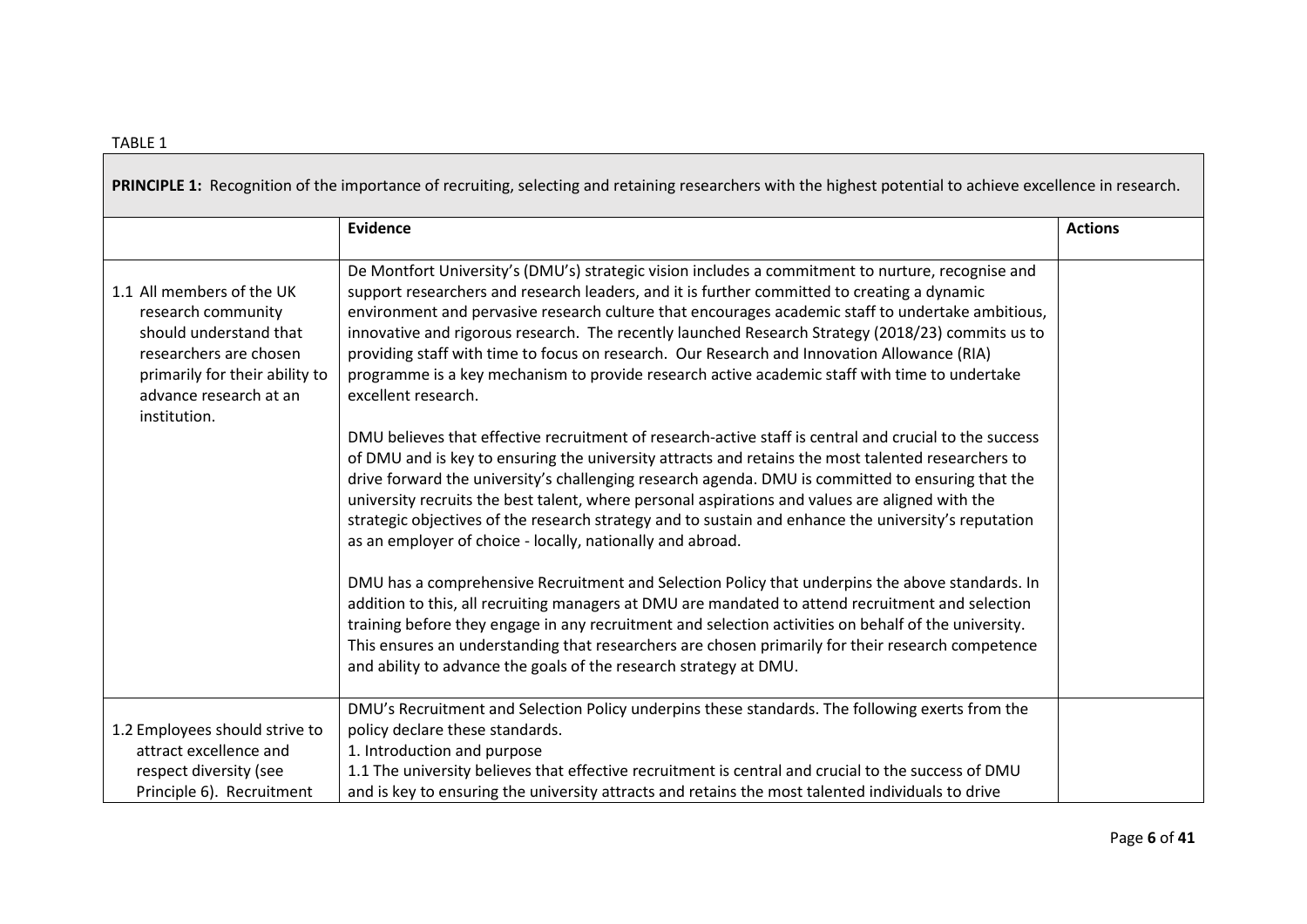TABLE 1

| **PRINCIPLE 1:** Recognition of the importance of recruiting, selecting and retaining researchers with the highest potential to achieve excellence in research. | | |
|---|---|---|
| | **Evidence** | **Actions** |
| 1.1 All members of the UK research community should understand that researchers are chosen primarily for their ability to advance research at an institution. | De Montfort University's (DMU's) strategic vision includes a commitment to nurture, recognise and support researchers and research leaders, and it is further committed to creating a dynamic environment and pervasive research culture that encourages academic staff to undertake ambitious, innovative and rigorous research. The recently launched Research Strategy (2018/23) commits us to providing staff with time to focus on research. Our Research and Innovation Allowance (RIA) programme is a key mechanism to provide research active academic staff with time to undertake excellent research.<br><br>DMU believes that effective recruitment of research-active staff is central and crucial to the success of DMU and is key to ensuring the university attracts and retains the most talented researchers to drive forward the university's challenging research agenda. DMU is committed to ensuring that the university recruits the best talent, where personal aspirations and values are aligned with the strategic objectives of the research strategy and to sustain and enhance the university's reputation as an employer of choice - locally, nationally and abroad.<br><br>DMU has a comprehensive Recruitment and Selection Policy that underpins the above standards. In addition to this, all recruiting managers at DMU are mandated to attend recruitment and selection training before they engage in any recruitment and selection activities on behalf of the university. This ensures an understanding that researchers are chosen primarily for their research competence and ability to advance the goals of the research strategy at DMU. | |
| 1.2 Employees should strive to attract excellence and respect diversity (see Principle 6). Recruitment | DMU's Recruitment and Selection Policy underpins these standards. The following exerts from the policy declare these standards.<br>1. Introduction and purpose<br>1.1 The university believes that effective recruitment is central and crucial to the success of DMU and is key to ensuring the university attracts and retains the most talented individuals to drive | |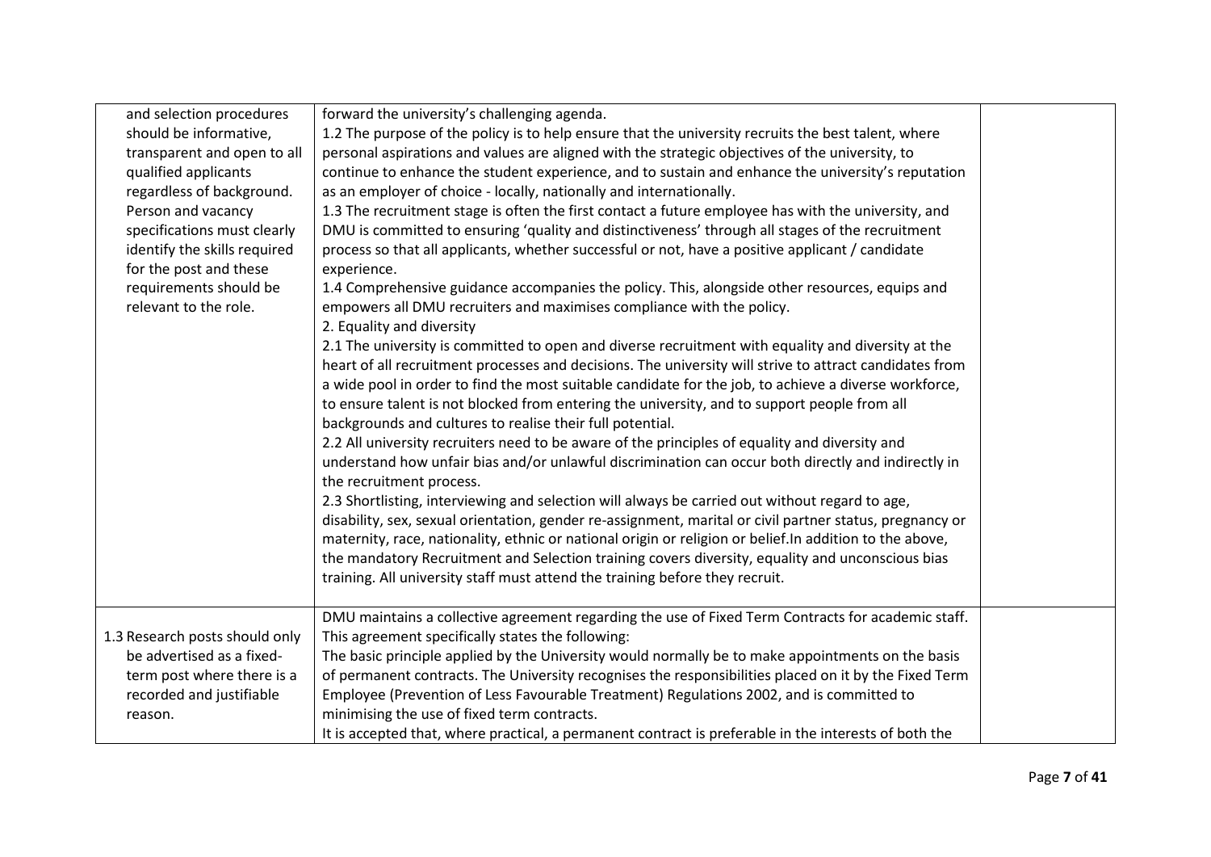| | | |
|---|---|---|
| and selection procedures should be informative, transparent and open to all qualified applicants regardless of background. Person and vacancy specifications must clearly identify the skills required for the post and these requirements should be relevant to the role. | forward the university's challenging agenda.<br>1.2 The purpose of the policy is to help ensure that the university recruits the best talent, where personal aspirations and values are aligned with the strategic objectives of the university, to continue to enhance the student experience, and to sustain and enhance the university's reputation as an employer of choice - locally, nationally and internationally.<br>1.3 The recruitment stage is often the first contact a future employee has with the university, and DMU is committed to ensuring 'quality and distinctiveness' through all stages of the recruitment process so that all applicants, whether successful or not, have a positive applicant / candidate experience.<br>1.4 Comprehensive guidance accompanies the policy. This, alongside other resources, equips and empowers all DMU recruiters and maximises compliance with the policy.<br>2. Equality and diversity<br>2.1 The university is committed to open and diverse recruitment with equality and diversity at the heart of all recruitment processes and decisions. The university will strive to attract candidates from a wide pool in order to find the most suitable candidate for the job, to achieve a diverse workforce, to ensure talent is not blocked from entering the university, and to support people from all backgrounds and cultures to realise their full potential.<br>2.2 All university recruiters need to be aware of the principles of equality and diversity and understand how unfair bias and/or unlawful discrimination can occur both directly and indirectly in the recruitment process.<br>2.3 Shortlisting, interviewing and selection will always be carried out without regard to age, disability, sex, sexual orientation, gender re-assignment, marital or civil partner status, pregnancy or maternity, race, nationality, ethnic or national origin or religion or belief.In addition to the above, the mandatory Recruitment and Selection training covers diversity, equality and unconscious bias training. All university staff must attend the training before they recruit. | |
| 1.3 Research posts should only be advertised as a fixed-term post where there is a recorded and justifiable reason. | DMU maintains a collective agreement regarding the use of Fixed Term Contracts for academic staff. This agreement specifically states the following:<br>The basic principle applied by the University would normally be to make appointments on the basis of permanent contracts. The University recognises the responsibilities placed on it by the Fixed Term Employee (Prevention of Less Favourable Treatment) Regulations 2002, and is committed to minimising the use of fixed term contracts.<br>It is accepted that, where practical, a permanent contract is preferable in the interests of both the | |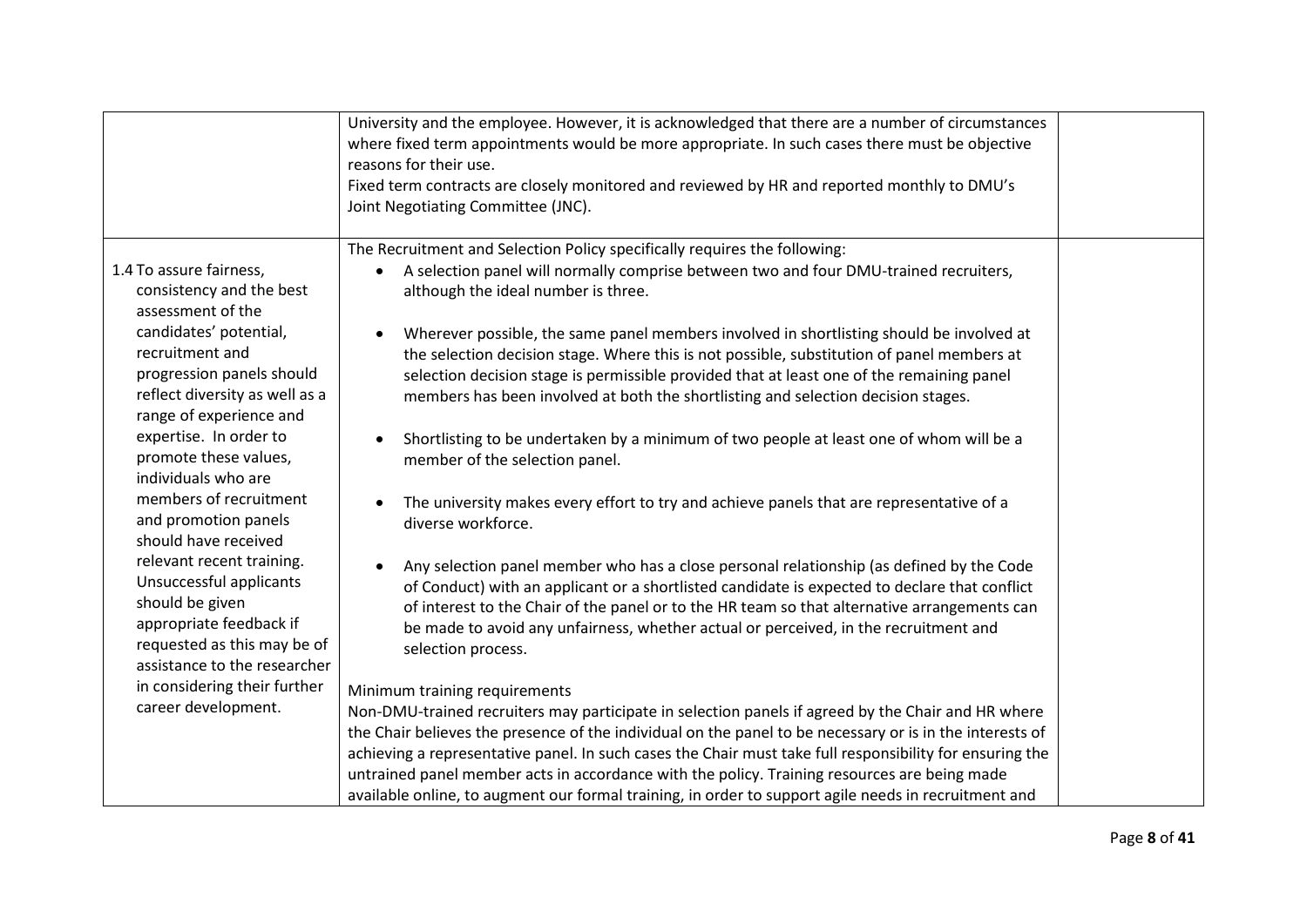| | | |
|---|---|---|
| | University and the employee. However, it is acknowledged that there are a number of circumstances where fixed term appointments would be more appropriate. In such cases there must be objective reasons for their use.<br>Fixed term contracts are closely monitored and reviewed by HR and reported monthly to DMU's Joint Negotiating Committee (JNC). | |
| 1.4 To assure fairness, consistency and the best assessment of the candidates' potential, recruitment and progression panels should reflect diversity as well as a range of experience and expertise. In order to promote these values, individuals who are members of recruitment and promotion panels should have received relevant recent training. Unsuccessful applicants should be given appropriate feedback if requested as this may be of assistance to the researcher in considering their further career development. | The Recruitment and Selection Policy specifically requires the following:<br>• A selection panel will normally comprise between two and four DMU-trained recruiters, although the ideal number is three.<br>• Wherever possible, the same panel members involved in shortlisting should be involved at the selection decision stage. Where this is not possible, substitution of panel members at selection decision stage is permissible provided that at least one of the remaining panel members has been involved at both the shortlisting and selection decision stages.<br>• Shortlisting to be undertaken by a minimum of two people at least one of whom will be a member of the selection panel.<br>• The university makes every effort to try and achieve panels that are representative of a diverse workforce.<br>• Any selection panel member who has a close personal relationship (as defined by the Code of Conduct) with an applicant or a shortlisted candidate is expected to declare that conflict of interest to the Chair of the panel or to the HR team so that alternative arrangements can be made to avoid any unfairness, whether actual or perceived, in the recruitment and selection process.<br><br>Minimum training requirements<br>Non-DMU-trained recruiters may participate in selection panels if agreed by the Chair and HR where the Chair believes the presence of the individual on the panel to be necessary or is in the interests of achieving a representative panel. In such cases the Chair must take full responsibility for ensuring the untrained panel member acts in accordance with the policy. Training resources are being made available online, to augment our formal training, in order to support agile needs in recruitment and | |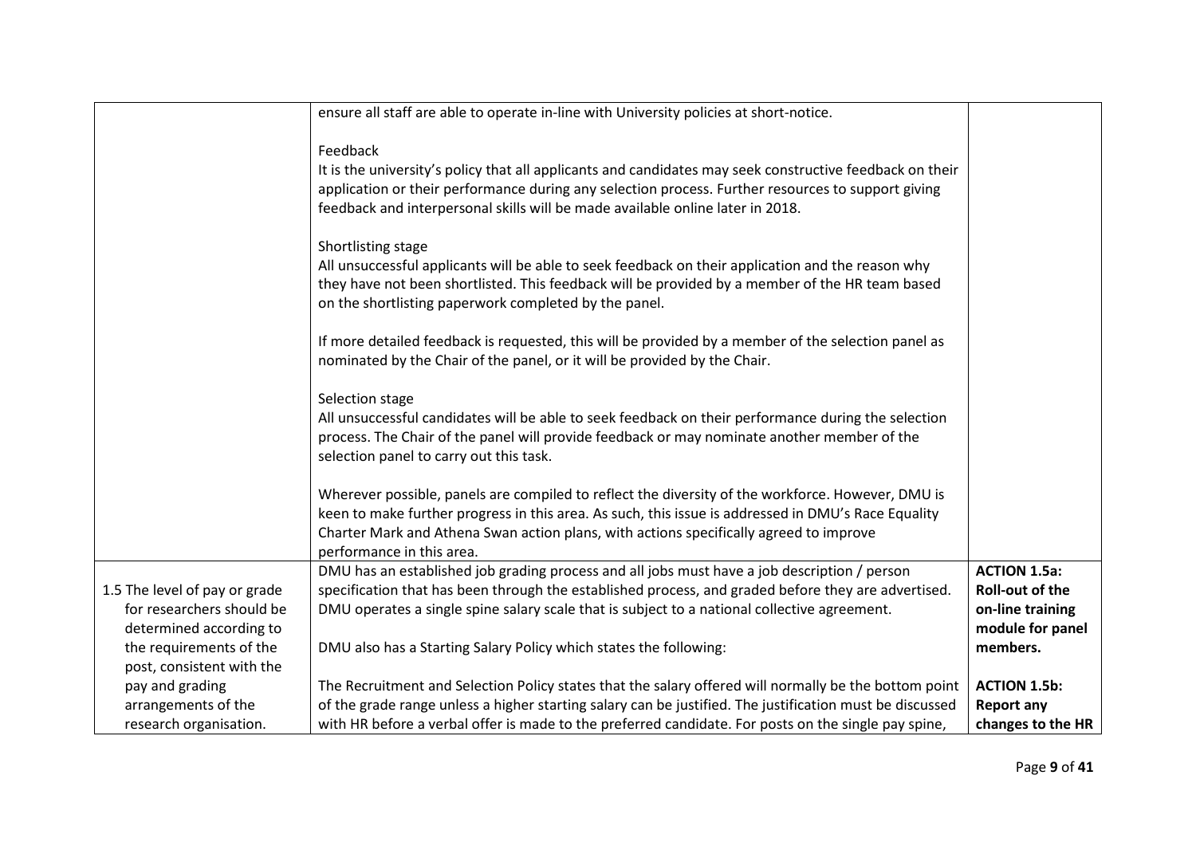| | | |
|---|---|---|
| | ensure all staff are able to operate in-line with University policies at short-notice.<br><br>Feedback<br>It is the university's policy that all applicants and candidates may seek constructive feedback on their application or their performance during any selection process. Further resources to support giving feedback and interpersonal skills will be made available online later in 2018.<br><br>Shortlisting stage<br>All unsuccessful applicants will be able to seek feedback on their application and the reason why they have not been shortlisted. This feedback will be provided by a member of the HR team based on the shortlisting paperwork completed by the panel.<br><br>If more detailed feedback is requested, this will be provided by a member of the selection panel as nominated by the Chair of the panel, or it will be provided by the Chair.<br><br>Selection stage<br>All unsuccessful candidates will be able to seek feedback on their performance during the selection process. The Chair of the panel will provide feedback or may nominate another member of the selection panel to carry out this task.<br><br>Wherever possible, panels are compiled to reflect the diversity of the workforce. However, DMU is keen to make further progress in this area. As such, this issue is addressed in DMU's Race Equality Charter Mark and Athena Swan action plans, with actions specifically agreed to improve performance in this area. | |
| 1.5 The level of pay or grade for researchers should be determined according to the requirements of the post, consistent with the pay and grading arrangements of the research organisation. | DMU has an established job grading process and all jobs must have a job description / person specification that has been through the established process, and graded before they are advertised. DMU operates a single spine salary scale that is subject to a national collective agreement.<br><br>DMU also has a Starting Salary Policy which states the following:<br><br>The Recruitment and Selection Policy states that the salary offered will normally be the bottom point of the grade range unless a higher starting salary can be justified. The justification must be discussed with HR before a verbal offer is made to the preferred candidate. For posts on the single pay spine, | **ACTION 1.5a: Roll-out of the on-line training module for panel members.**<br><br>**ACTION 1.5b: Report any changes to the HR** |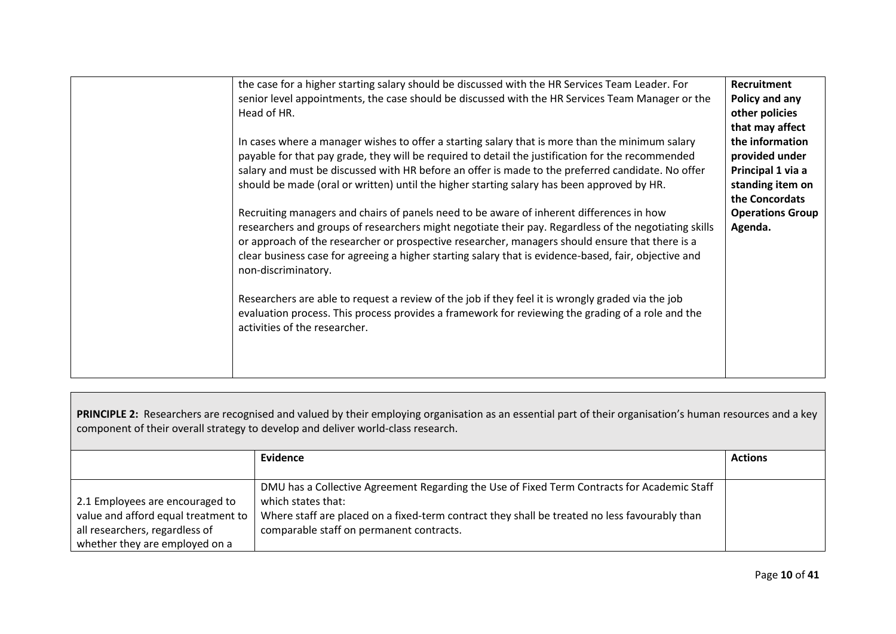| | | |
|---|---|---|
| | the case for a higher starting salary should be discussed with the HR Services Team Leader. For senior level appointments, the case should be discussed with the HR Services Team Manager or the Head of HR.<br><br>In cases where a manager wishes to offer a starting salary that is more than the minimum salary payable for that pay grade, they will be required to detail the justification for the recommended salary and must be discussed with HR before an offer is made to the preferred candidate. No offer should be made (oral or written) until the higher starting salary has been approved by HR.<br><br>Recruiting managers and chairs of panels need to be aware of inherent differences in how researchers and groups of researchers might negotiate their pay. Regardless of the negotiating skills or approach of the researcher or prospective researcher, managers should ensure that there is a clear business case for agreeing a higher starting salary that is evidence-based, fair, objective and non-discriminatory.<br><br>Researchers are able to request a review of the job if they feel it is wrongly graded via the job evaluation process. This process provides a framework for reviewing the grading of a role and the activities of the researcher. | **Recruitment Policy and any other policies that may affect the information provided under Principal 1 via a standing item on the Concordats Operations Group Agenda.** |

**PRINCIPLE 2:** Researchers are recognised and valued by their employing organisation as an essential part of their organisation's human resources and a key component of their overall strategy to develop and deliver world-class research.

| | Evidence | Actions |
|---|---|---|
| 2.1 Employees are encouraged to value and afford equal treatment to all researchers, regardless of whether they are employed on a | DMU has a Collective Agreement Regarding the Use of Fixed Term Contracts for Academic Staff which states that:<br>Where staff are placed on a fixed-term contract they shall be treated no less favourably than comparable staff on permanent contracts. | |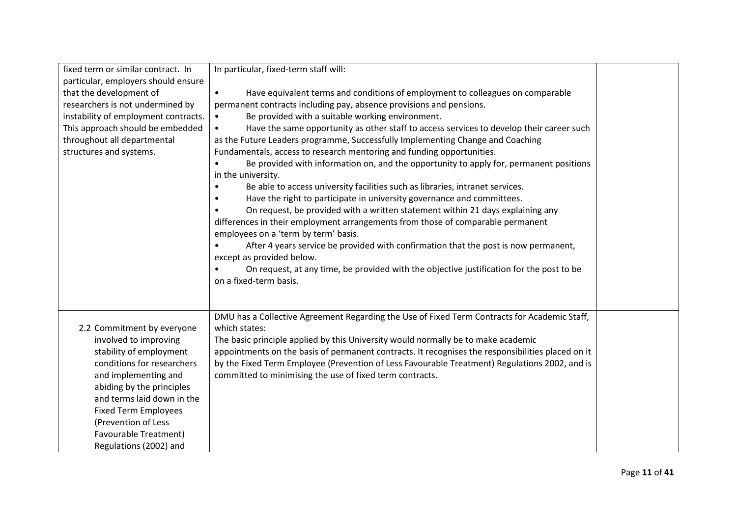| | | |
|---|---|---|
| fixed term or similar contract. In particular, employers should ensure that the development of researchers is not undermined by instability of employment contracts. This approach should be embedded throughout all departmental structures and systems. | In particular, fixed-term staff will:<br><br>• Have equivalent terms and conditions of employment to colleagues on comparable permanent contracts including pay, absence provisions and pensions.<br>• Be provided with a suitable working environment.<br>• Have the same opportunity as other staff to access services to develop their career such as the Future Leaders programme, Successfully Implementing Change and Coaching Fundamentals, access to research mentoring and funding opportunities.<br>• Be provided with information on, and the opportunity to apply for, permanent positions in the university.<br>• Be able to access university facilities such as libraries, intranet services.<br>• Have the right to participate in university governance and committees.<br>• On request, be provided with a written statement within 21 days explaining any differences in their employment arrangements from those of comparable permanent employees on a 'term by term' basis.<br>• After 4 years service be provided with confirmation that the post is now permanent, except as provided below.<br>• On request, at any time, be provided with the objective justification for the post to be on a fixed-term basis. | |
| 2.2 Commitment by everyone involved to improving stability of employment conditions for researchers and implementing and abiding by the principles and terms laid down in the Fixed Term Employees (Prevention of Less Favourable Treatment) Regulations (2002) and | DMU has a Collective Agreement Regarding the Use of Fixed Term Contracts for Academic Staff, which states:<br>The basic principle applied by this University would normally be to make academic appointments on the basis of permanent contracts. It recognises the responsibilities placed on it by the Fixed Term Employee (Prevention of Less Favourable Treatment) Regulations 2002, and is committed to minimising the use of fixed term contracts. | |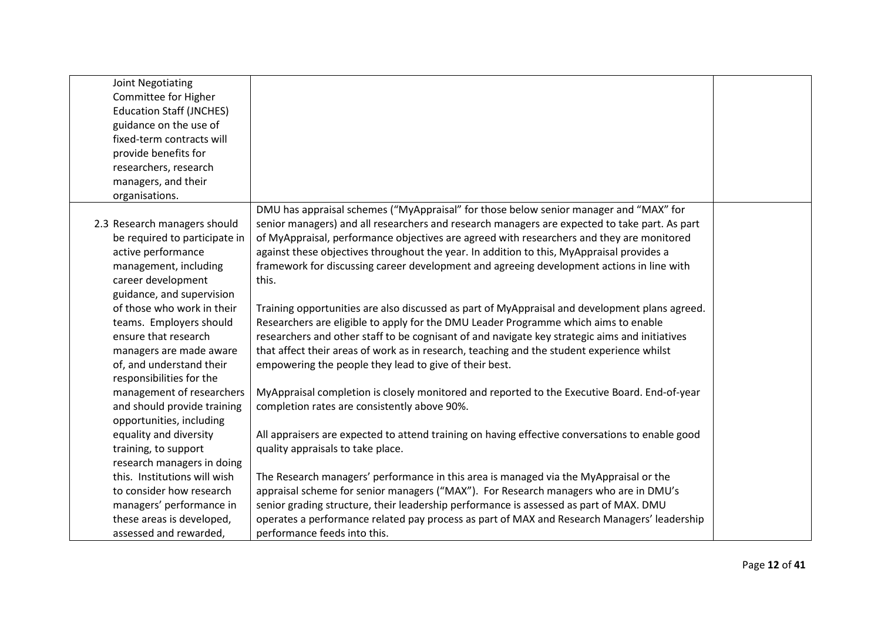| | | |
|---|---|---|
| Joint Negotiating Committee for Higher Education Staff (JNCHES) guidance on the use of fixed-term contracts will provide benefits for researchers, research managers, and their organisations. | | |
| 2.3 Research managers should be required to participate in active performance management, including career development guidance, and supervision of those who work in their teams. Employers should ensure that research managers are made aware of, and understand their responsibilities for the management of researchers and should provide training opportunities, including equality and diversity training, to support research managers in doing this. Institutions will wish to consider how research managers' performance in these areas is developed, assessed and rewarded, | DMU has appraisal schemes ("MyAppraisal" for those below senior manager and "MAX" for senior managers) and all researchers and research managers are expected to take part. As part of MyAppraisal, performance objectives are agreed with researchers and they are monitored against these objectives throughout the year. In addition to this, MyAppraisal provides a framework for discussing career development and agreeing development actions in line with this.<br><br>Training opportunities are also discussed as part of MyAppraisal and development plans agreed. Researchers are eligible to apply for the DMU Leader Programme which aims to enable researchers and other staff to be cognisant of and navigate key strategic aims and initiatives that affect their areas of work as in research, teaching and the student experience whilst empowering the people they lead to give of their best.<br><br>MyAppraisal completion is closely monitored and reported to the Executive Board. End-of-year completion rates are consistently above 90%.<br><br>All appraisers are expected to attend training on having effective conversations to enable good quality appraisals to take place.<br><br>The Research managers' performance in this area is managed via the MyAppraisal or the appraisal scheme for senior managers ("MAX"). For Research managers who are in DMU's senior grading structure, their leadership performance is assessed as part of MAX. DMU operates a performance related pay process as part of MAX and Research Managers' leadership performance feeds into this. | |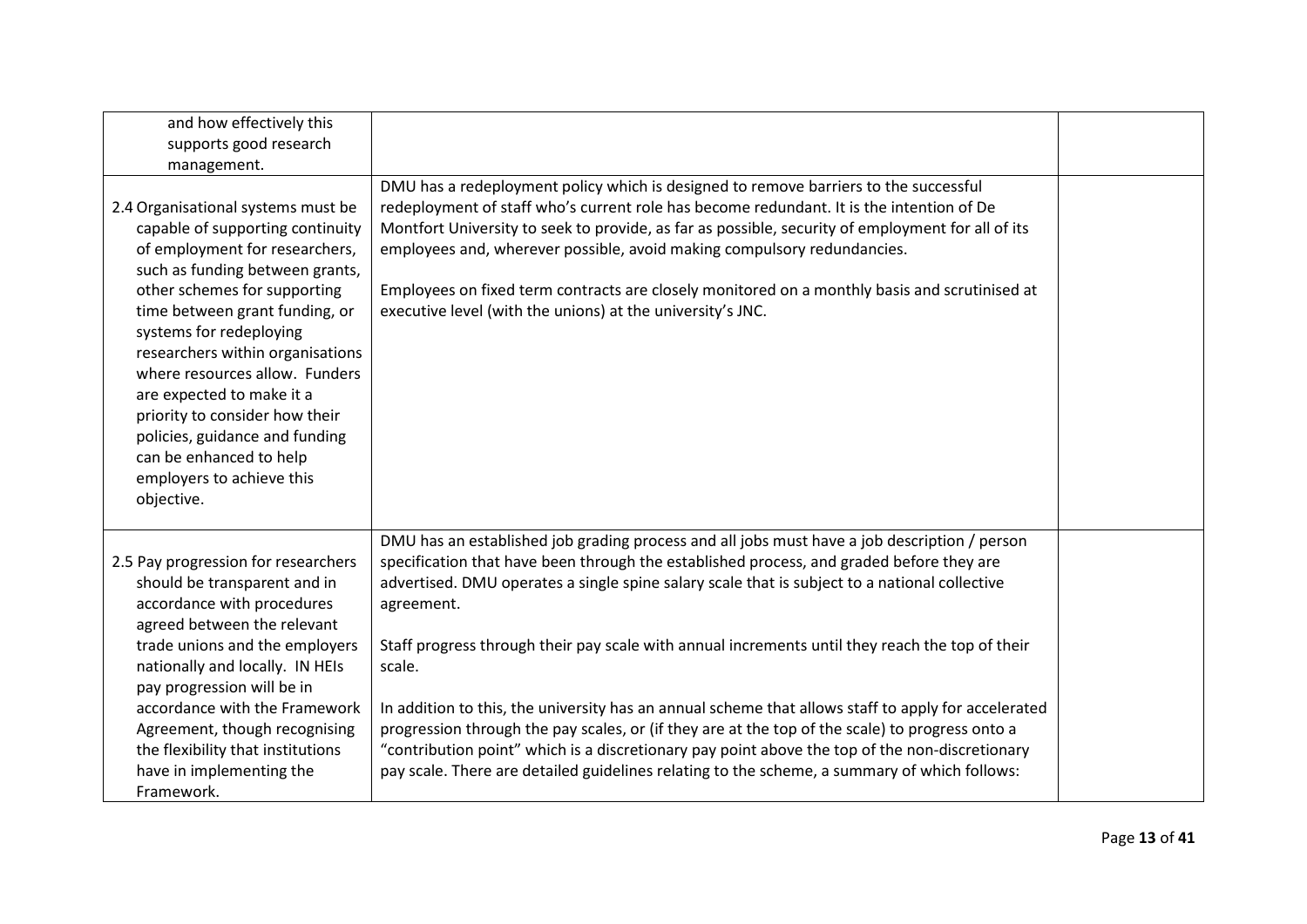| | | |
|---|---|---|
| and how effectively this supports good research management. | | |
| 2.4 Organisational systems must be capable of supporting continuity of employment for researchers, such as funding between grants, other schemes for supporting time between grant funding, or systems for redeploying researchers within organisations where resources allow. Funders are expected to make it a priority to consider how their policies, guidance and funding can be enhanced to help employers to achieve this objective. | DMU has a redeployment policy which is designed to remove barriers to the successful redeployment of staff who's current role has become redundant. It is the intention of De Montfort University to seek to provide, as far as possible, security of employment for all of its employees and, wherever possible, avoid making compulsory redundancies.<br><br>Employees on fixed term contracts are closely monitored on a monthly basis and scrutinised at executive level (with the unions) at the university's JNC. | |
| 2.5 Pay progression for researchers should be transparent and in accordance with procedures agreed between the relevant trade unions and the employers nationally and locally. IN HEIs pay progression will be in accordance with the Framework Agreement, though recognising the flexibility that institutions have in implementing the Framework. | DMU has an established job grading process and all jobs must have a job description / person specification that have been through the established process, and graded before they are advertised. DMU operates a single spine salary scale that is subject to a national collective agreement.<br><br>Staff progress through their pay scale with annual increments until they reach the top of their scale.<br><br>In addition to this, the university has an annual scheme that allows staff to apply for accelerated progression through the pay scales, or (if they are at the top of the scale) to progress onto a "contribution point" which is a discretionary pay point above the top of the non-discretionary pay scale. There are detailed guidelines relating to the scheme, a summary of which follows: | |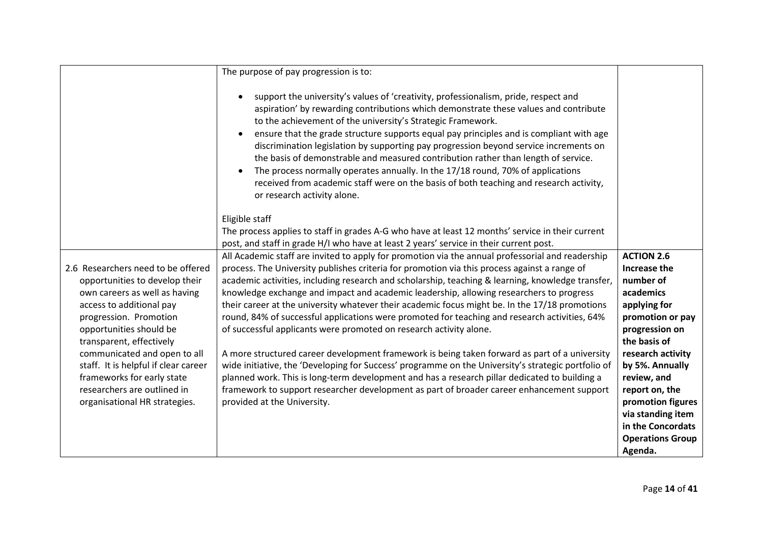| | | |
|---|---|---|
| | The purpose of pay progression is to:<br><br>• support the university's values of 'creativity, professionalism, pride, respect and aspiration' by rewarding contributions which demonstrate these values and contribute to the achievement of the university's Strategic Framework.<br>• ensure that the grade structure supports equal pay principles and is compliant with age discrimination legislation by supporting pay progression beyond service increments on the basis of demonstrable and measured contribution rather than length of service.<br>• The process normally operates annually. In the 17/18 round, 70% of applications received from academic staff were on the basis of both teaching and research activity, or research activity alone.<br><br>Eligible staff<br>The process applies to staff in grades A-G who have at least 12 months' service in their current post, and staff in grade H/I who have at least 2 years' service in their current post. | |
| 2.6 Researchers need to be offered opportunities to develop their own careers as well as having access to additional pay progression. Promotion opportunities should be transparent, effectively communicated and open to all staff. It is helpful if clear career frameworks for early state researchers are outlined in organisational HR strategies. | All Academic staff are invited to apply for promotion via the annual professorial and readership process. The University publishes criteria for promotion via this process against a range of academic activities, including research and scholarship, teaching & learning, knowledge transfer, knowledge exchange and impact and academic leadership, allowing researchers to progress their career at the university whatever their academic focus might be. In the 17/18 promotions round, 84% of successful applications were promoted for teaching and research activities, 64% of successful applicants were promoted on research activity alone.<br><br>A more structured career development framework is being taken forward as part of a university wide initiative, the 'Developing for Success' programme on the University's strategic portfolio of planned work. This is long-term development and has a research pillar dedicated to building a framework to support researcher development as part of broader career enhancement support provided at the University. | **ACTION 2.6 Increase the number of academics applying for promotion or pay progression on the basis of research activity by 5%. Annually review, and report on, the promotion figures via standing item in the Concordats Operations Group Agenda.** |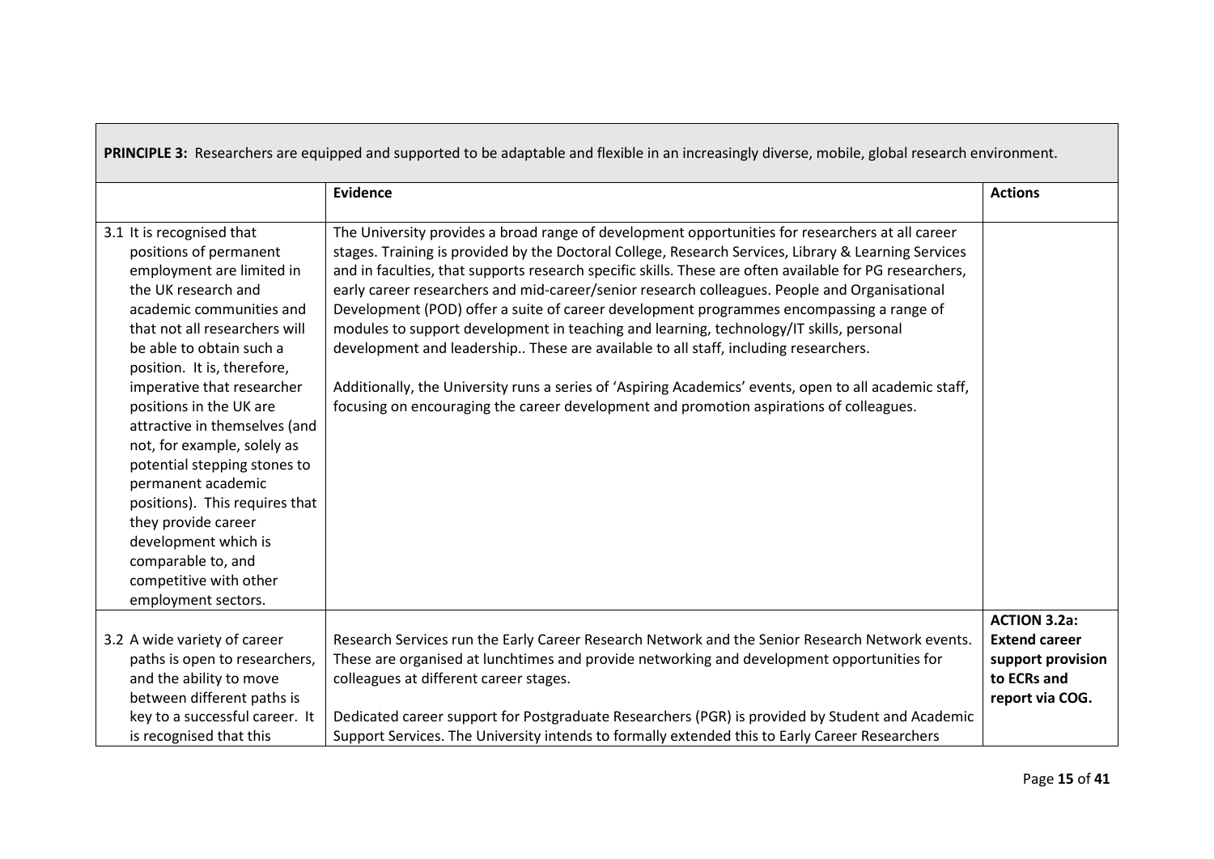| **PRINCIPLE 3:** Researchers are equipped and supported to be adaptable and flexible in an increasingly diverse, mobile, global research environment. | | |
|---|---|---|
| | **Evidence** | **Actions** |
| 3.1 It is recognised that positions of permanent employment are limited in the UK research and academic communities and that not all researchers will be able to obtain such a position. It is, therefore, imperative that researcher positions in the UK are attractive in themselves (and not, for example, solely as potential stepping stones to permanent academic positions). This requires that they provide career development which is comparable to, and competitive with other employment sectors. | The University provides a broad range of development opportunities for researchers at all career stages. Training is provided by the Doctoral College, Research Services, Library & Learning Services and in faculties, that supports research specific skills. These are often available for PG researchers, early career researchers and mid-career/senior research colleagues. People and Organisational Development (POD) offer a suite of career development programmes encompassing a range of modules to support development in teaching and learning, technology/IT skills, personal development and leadership.. These are available to all staff, including researchers.<br><br>Additionally, the University runs a series of 'Aspiring Academics' events, open to all academic staff, focusing on encouraging the career development and promotion aspirations of colleagues. | |
| 3.2 A wide variety of career paths is open to researchers, and the ability to move between different paths is key to a successful career. It is recognised that this | Research Services run the Early Career Research Network and the Senior Research Network events. These are organised at lunchtimes and provide networking and development opportunities for colleagues at different career stages.<br><br>Dedicated career support for Postgraduate Researchers (PGR) is provided by Student and Academic Support Services. The University intends to formally extended this to Early Career Researchers | **ACTION 3.2a: Extend career support provision to ECRs and report via COG.** |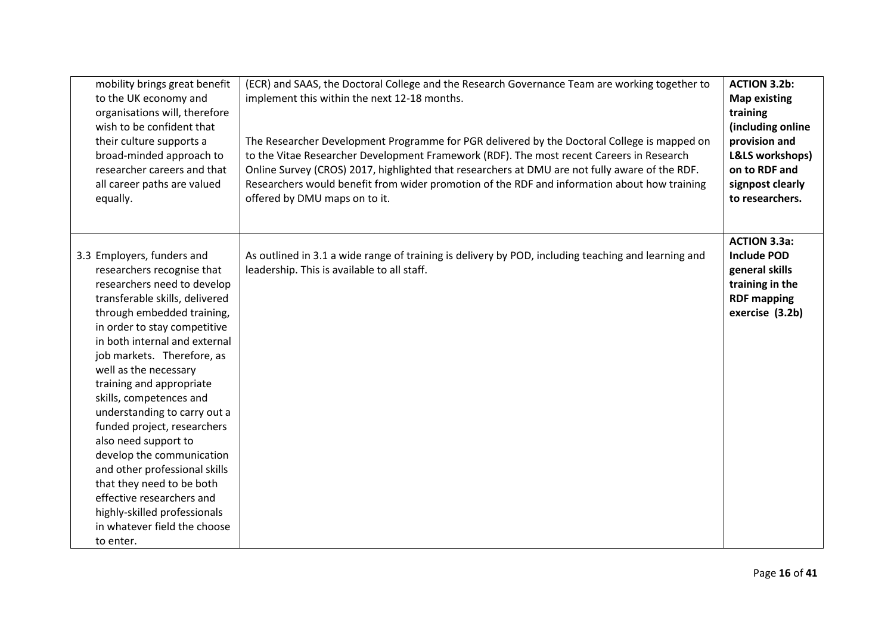| | | |
|---|---|---|
| mobility brings great benefit to the UK economy and organisations will, therefore wish to be confident that their culture supports a broad-minded approach to researcher careers and that all career paths are valued equally. | (ECR) and SAAS, the Doctoral College and the Research Governance Team are working together to implement this within the next 12-18 months.<br><br>The Researcher Development Programme for PGR delivered by the Doctoral College is mapped on to the Vitae Researcher Development Framework (RDF). The most recent Careers in Research Online Survey (CROS) 2017, highlighted that researchers at DMU are not fully aware of the RDF. Researchers would benefit from wider promotion of the RDF and information about how training offered by DMU maps on to it. | **ACTION 3.2b: Map existing training (including online provision and L&LS workshops) on to RDF and signpost clearly to researchers.** |
| 3.3 Employers, funders and researchers recognise that researchers need to develop transferable skills, delivered through embedded training, in order to stay competitive in both internal and external job markets. Therefore, as well as the necessary training and appropriate skills, competences and understanding to carry out a funded project, researchers also need support to develop the communication and other professional skills that they need to be both effective researchers and highly-skilled professionals in whatever field the choose to enter. | As outlined in 3.1 a wide range of training is delivery by POD, including teaching and learning and leadership. This is available to all staff. | **ACTION 3.3a: Include POD general skills training in the RDF mapping exercise (3.2b)** |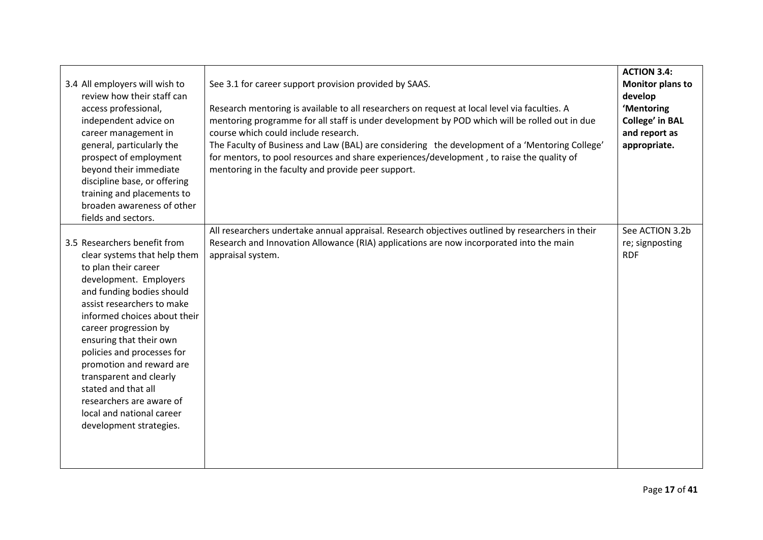| | | |
|---|---|---|
| 3.4 All employers will wish to review how their staff can access professional, independent advice on career management in general, particularly the prospect of employment beyond their immediate discipline base, or offering training and placements to broaden awareness of other fields and sectors. | See 3.1 for career support provision provided by SAAS.<br><br>Research mentoring is available to all researchers on request at local level via faculties. A mentoring programme for all staff is under development by POD which will be rolled out in due course which could include research.<br>The Faculty of Business and Law (BAL) are considering the development of a 'Mentoring College' for mentors, to pool resources and share experiences/development , to raise the quality of mentoring in the faculty and provide peer support. | **ACTION 3.4: Monitor plans to develop 'Mentoring College' in BAL and report as appropriate.** |
| 3.5 Researchers benefit from clear systems that help them to plan their career development. Employers and funding bodies should assist researchers to make informed choices about their career progression by ensuring that their own policies and processes for promotion and reward are transparent and clearly stated and that all researchers are aware of local and national career development strategies. | All researchers undertake annual appraisal. Research objectives outlined by researchers in their Research and Innovation Allowance (RIA) applications are now incorporated into the main appraisal system. | See ACTION 3.2b re; signposting RDF |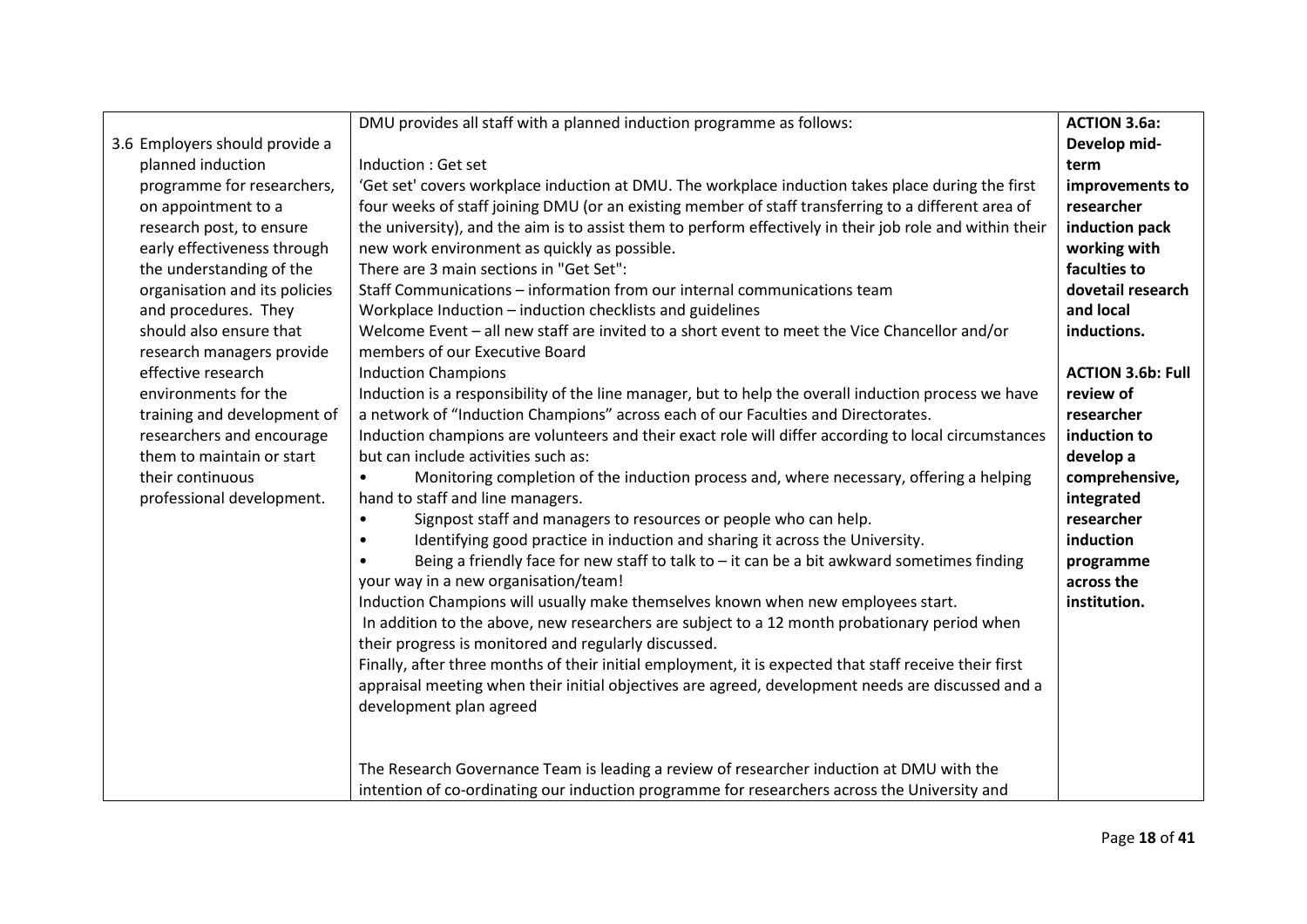| | | |
|---|---|---|
| 3.6 Employers should provide a planned induction programme for researchers, on appointment to a research post, to ensure early effectiveness through the understanding of the organisation and its policies and procedures. They should also ensure that research managers provide effective research environments for the training and development of researchers and encourage them to maintain or start their continuous professional development. | DMU provides all staff with a planned induction programme as follows:<br><br>Induction : Get set<br>'Get set' covers workplace induction at DMU. The workplace induction takes place during the first four weeks of staff joining DMU (or an existing member of staff transferring to a different area of the university), and the aim is to assist them to perform effectively in their job role and within their new work environment as quickly as possible.<br>There are 3 main sections in "Get Set":<br>Staff Communications – information from our internal communications team<br>Workplace Induction – induction checklists and guidelines<br>Welcome Event – all new staff are invited to a short event to meet the Vice Chancellor and/or members of our Executive Board<br>Induction Champions<br>Induction is a responsibility of the line manager, but to help the overall induction process we have a network of "Induction Champions" across each of our Faculties and Directorates.<br>Induction champions are volunteers and their exact role will differ according to local circumstances but can include activities such as:<br>• Monitoring completion of the induction process and, where necessary, offering a helping hand to staff and line managers.<br>• Signpost staff and managers to resources or people who can help.<br>• Identifying good practice in induction and sharing it across the University.<br>• Being a friendly face for new staff to talk to – it can be a bit awkward sometimes finding your way in a new organisation/team!<br>Induction Champions will usually make themselves known when new employees start.<br>In addition to the above, new researchers are subject to a 12 month probationary period when their progress is monitored and regularly discussed.<br>Finally, after three months of their initial employment, it is expected that staff receive their first appraisal meeting when their initial objectives are agreed, development needs are discussed and a development plan agreed<br><br>The Research Governance Team is leading a review of researcher induction at DMU with the intention of co-ordinating our induction programme for researchers across the University and | **ACTION 3.6a: Develop mid-term improvements to researcher induction pack working with faculties to dovetail research and local inductions.**<br><br>**ACTION 3.6b: Full review of researcher induction to develop a comprehensive, integrated researcher induction programme across the institution.** |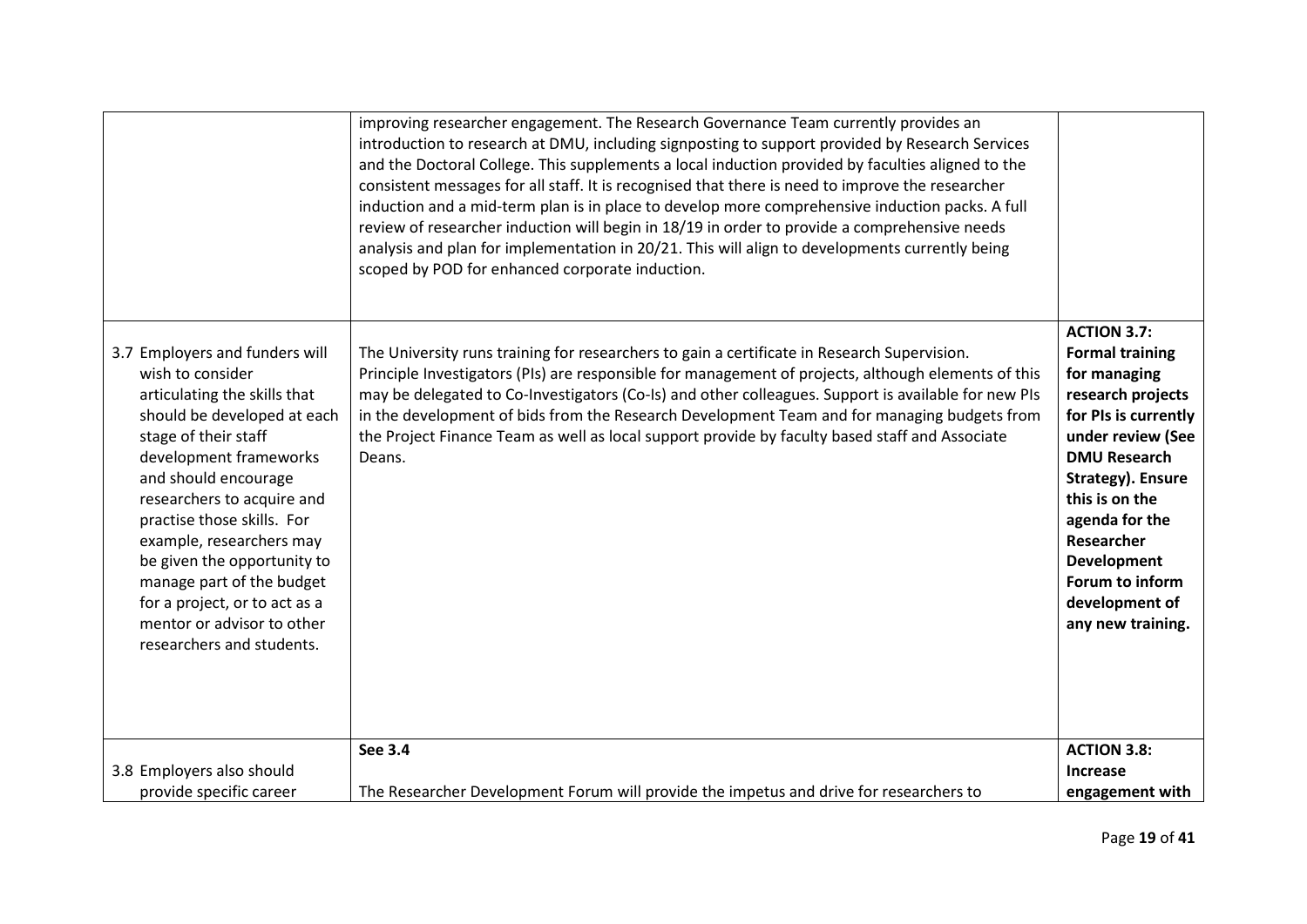| | | |
|---|---|---|
| | improving researcher engagement. The Research Governance Team currently provides an introduction to research at DMU, including signposting to support provided by Research Services and the Doctoral College. This supplements a local induction provided by faculties aligned to the consistent messages for all staff. It is recognised that there is need to improve the researcher induction and a mid-term plan is in place to develop more comprehensive induction packs. A full review of researcher induction will begin in 18/19 in order to provide a comprehensive needs analysis and plan for implementation in 20/21. This will align to developments currently being scoped by POD for enhanced corporate induction. | |
| 3.7 Employers and funders will wish to consider articulating the skills that should be developed at each stage of their staff development frameworks and should encourage researchers to acquire and practise those skills. For example, researchers may be given the opportunity to manage part of the budget for a project, or to act as a mentor or advisor to other researchers and students. | The University runs training for researchers to gain a certificate in Research Supervision. Principle Investigators (PIs) are responsible for management of projects, although elements of this may be delegated to Co-Investigators (Co-Is) and other colleagues. Support is available for new PIs in the development of bids from the Research Development Team and for managing budgets from the Project Finance Team as well as local support provide by faculty based staff and Associate Deans. | **ACTION 3.7: Formal training for managing research projects for PIs is currently under review (See DMU Research Strategy). Ensure this is on the agenda for the Researcher Development Forum to inform development of any new training.** |
| 3.8 Employers also should provide specific career | **See 3.4**<br><br>The Researcher Development Forum will provide the impetus and drive for researchers to | **ACTION 3.8: Increase engagement with** |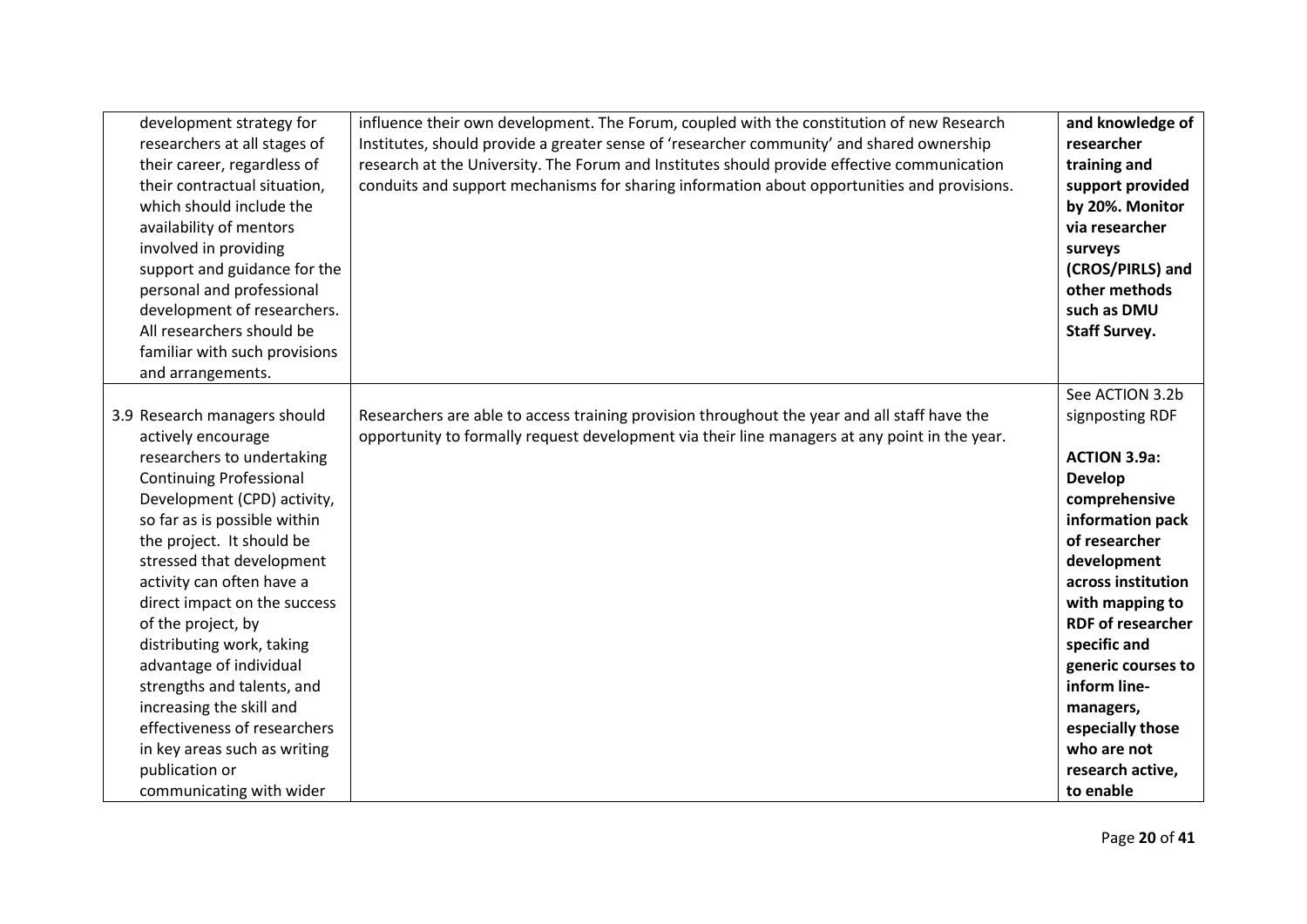| | | |
|---|---|---|
| development strategy for researchers at all stages of their career, regardless of their contractual situation, which should include the availability of mentors involved in providing support and guidance for the personal and professional development of researchers. All researchers should be familiar with such provisions and arrangements. | influence their own development. The Forum, coupled with the constitution of new Research Institutes, should provide a greater sense of 'researcher community' and shared ownership research at the University. The Forum and Institutes should provide effective communication conduits and support mechanisms for sharing information about opportunities and provisions. | **and knowledge of researcher training and support provided by 20%. Monitor via researcher surveys (CROS/PIRLS) and other methods such as DMU Staff Survey.** |
| 3.9 Research managers should actively encourage researchers to undertaking Continuing Professional Development (CPD) activity, so far as is possible within the project. It should be stressed that development activity can often have a direct impact on the success of the project, by distributing work, taking advantage of individual strengths and talents, and increasing the skill and effectiveness of researchers in key areas such as writing publication or communicating with wider | Researchers are able to access training provision throughout the year and all staff have the opportunity to formally request development via their line managers at any point in the year. | See ACTION 3.2b signposting RDF<br><br>**ACTION 3.9a: Develop comprehensive information pack of researcher development across institution with mapping to RDF of researcher specific and generic courses to inform line-managers, especially those who are not research active, to enable** |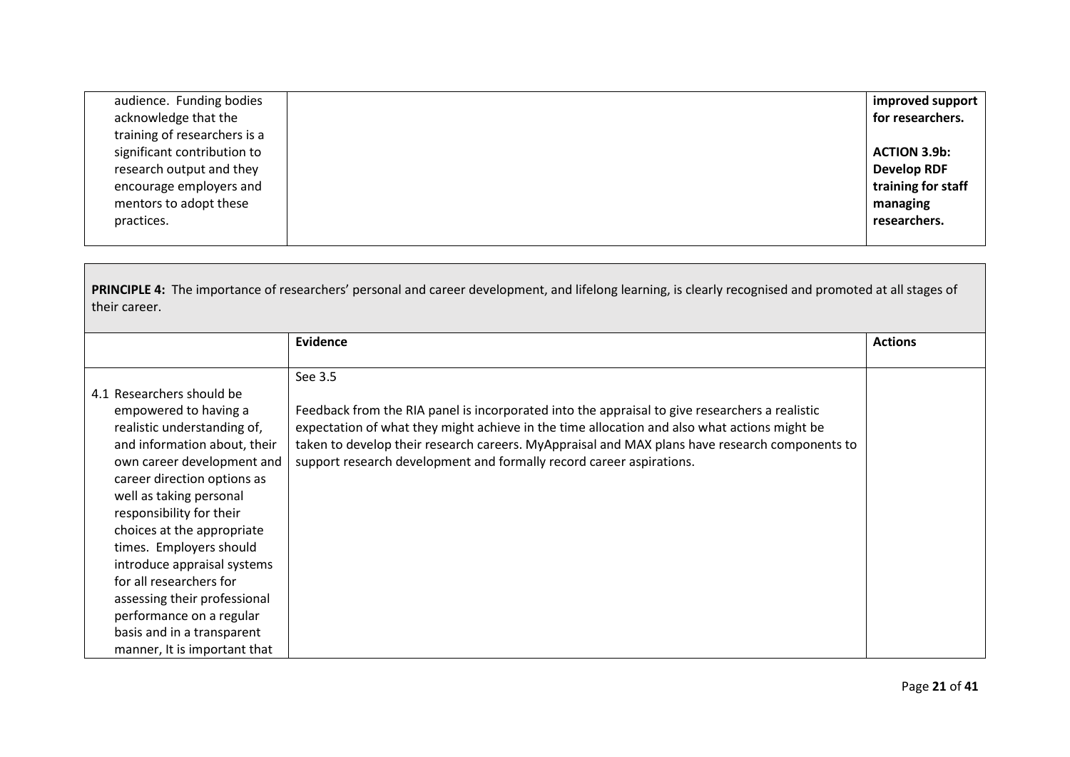| | | |
|---|---|---|
| audience. Funding bodies acknowledge that the training of researchers is a significant contribution to research output and they encourage employers and mentors to adopt these practices. | | **improved support for researchers.**<br><br>**ACTION 3.9b: Develop RDF training for staff managing researchers.** |

**PRINCIPLE 4:** The importance of researchers' personal and career development, and lifelong learning, is clearly recognised and promoted at all stages of their career.

| | Evidence | Actions |
|---|---|---|
| 4.1 Researchers should be empowered to having a realistic understanding of, and information about, their own career development and career direction options as well as taking personal responsibility for their choices at the appropriate times. Employers should introduce appraisal systems for all researchers for assessing their professional performance on a regular basis and in a transparent manner, It is important that | See 3.5<br><br>Feedback from the RIA panel is incorporated into the appraisal to give researchers a realistic expectation of what they might achieve in the time allocation and also what actions might be taken to develop their research careers. MyAppraisal and MAX plans have research components to support research development and formally record career aspirations. | |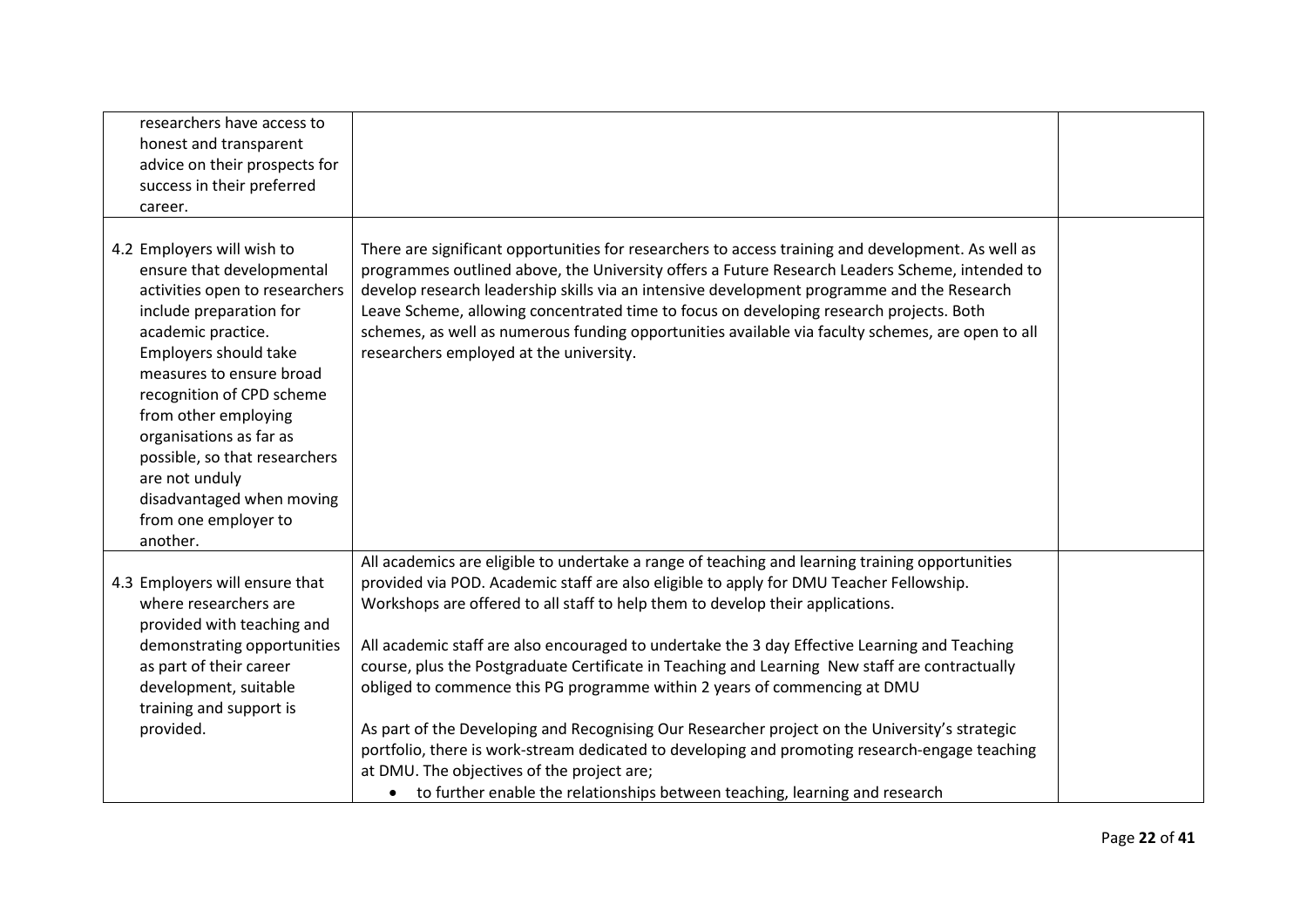| | | |
|---|---|---|
| researchers have access to honest and transparent advice on their prospects for success in their preferred career. | | |
| 4.2 Employers will wish to ensure that developmental activities open to researchers include preparation for academic practice. Employers should take measures to ensure broad recognition of CPD scheme from other employing organisations as far as possible, so that researchers are not unduly disadvantaged when moving from one employer to another. | There are significant opportunities for researchers to access training and development. As well as programmes outlined above, the University offers a Future Research Leaders Scheme, intended to develop research leadership skills via an intensive development programme and the Research Leave Scheme, allowing concentrated time to focus on developing research projects. Both schemes, as well as numerous funding opportunities available via faculty schemes, are open to all researchers employed at the university. | |
| 4.3 Employers will ensure that where researchers are provided with teaching and demonstrating opportunities as part of their career development, suitable training and support is provided. | All academics are eligible to undertake a range of teaching and learning training opportunities provided via POD. Academic staff are also eligible to apply for DMU Teacher Fellowship. Workshops are offered to all staff to help them to develop their applications.<br><br>All academic staff are also encouraged to undertake the 3 day Effective Learning and Teaching course, plus the Postgraduate Certificate in Teaching and Learning New staff are contractually obliged to commence this PG programme within 2 years of commencing at DMU<br><br>As part of the Developing and Recognising Our Researcher project on the University's strategic portfolio, there is work-stream dedicated to developing and promoting research-engage teaching at DMU. The objectives of the project are;<br>• to further enable the relationships between teaching, learning and research | |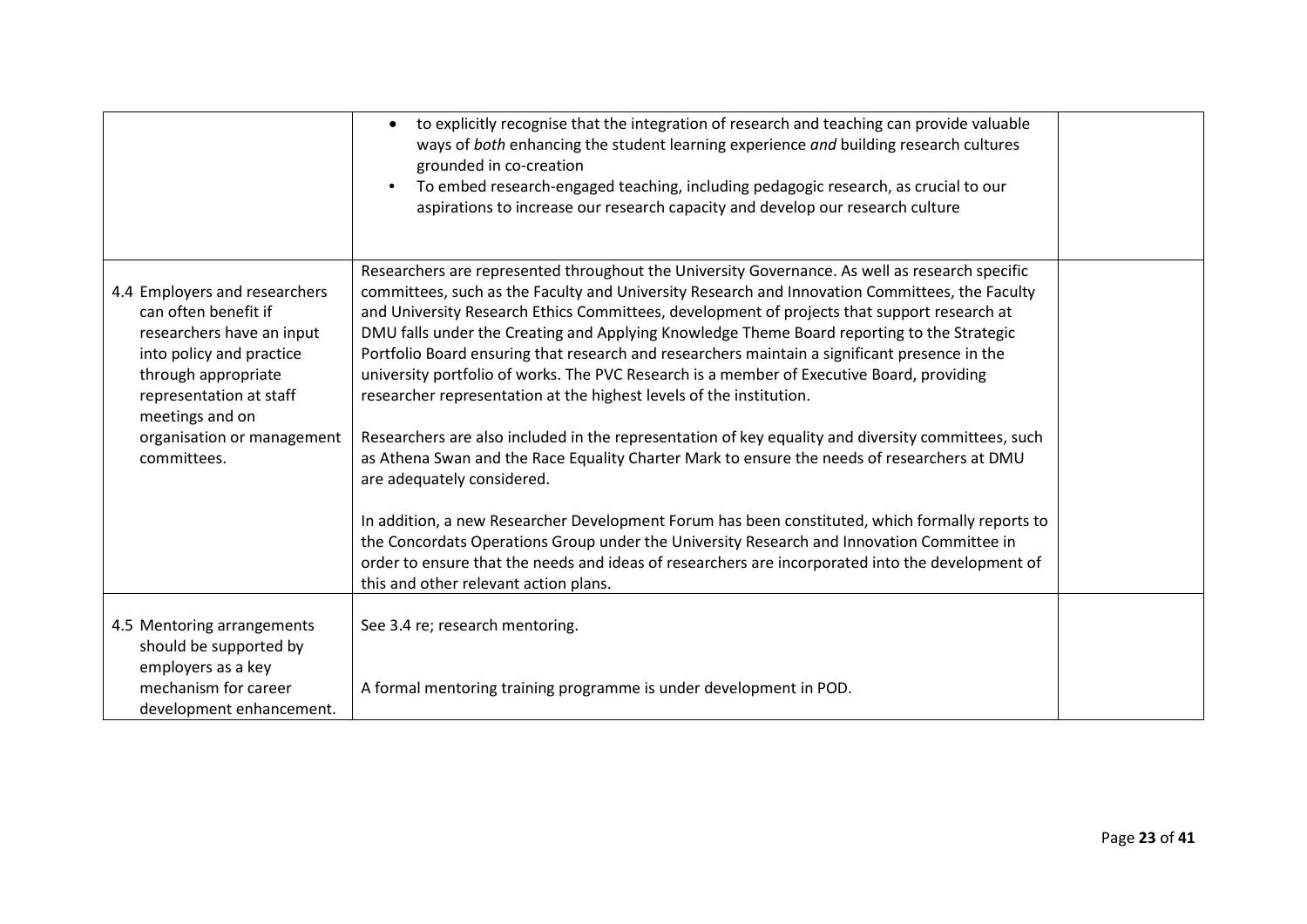| | | |
|---|---|---|
| | • to explicitly recognise that the integration of research and teaching can provide valuable ways of *both* enhancing the student learning experience *and* building research cultures grounded in co-creation<br>• To embed research-engaged teaching, including pedagogic research, as crucial to our aspirations to increase our research capacity and develop our research culture | |
| 4.4 Employers and researchers can often benefit if researchers have an input into policy and practice through appropriate representation at staff meetings and on organisation or management committees. | Researchers are represented throughout the University Governance. As well as research specific committees, such as the Faculty and University Research and Innovation Committees, the Faculty and University Research Ethics Committees, development of projects that support research at DMU falls under the Creating and Applying Knowledge Theme Board reporting to the Strategic Portfolio Board ensuring that research and researchers maintain a significant presence in the university portfolio of works. The PVC Research is a member of Executive Board, providing researcher representation at the highest levels of the institution.<br><br>Researchers are also included in the representation of key equality and diversity committees, such as Athena Swan and the Race Equality Charter Mark to ensure the needs of researchers at DMU are adequately considered.<br><br>In addition, a new Researcher Development Forum has been constituted, which formally reports to the Concordats Operations Group under the University Research and Innovation Committee in order to ensure that the needs and ideas of researchers are incorporated into the development of this and other relevant action plans. | |
| 4.5 Mentoring arrangements should be supported by employers as a key mechanism for career development enhancement. | See 3.4 re; research mentoring.<br><br>A formal mentoring training programme is under development in POD. | |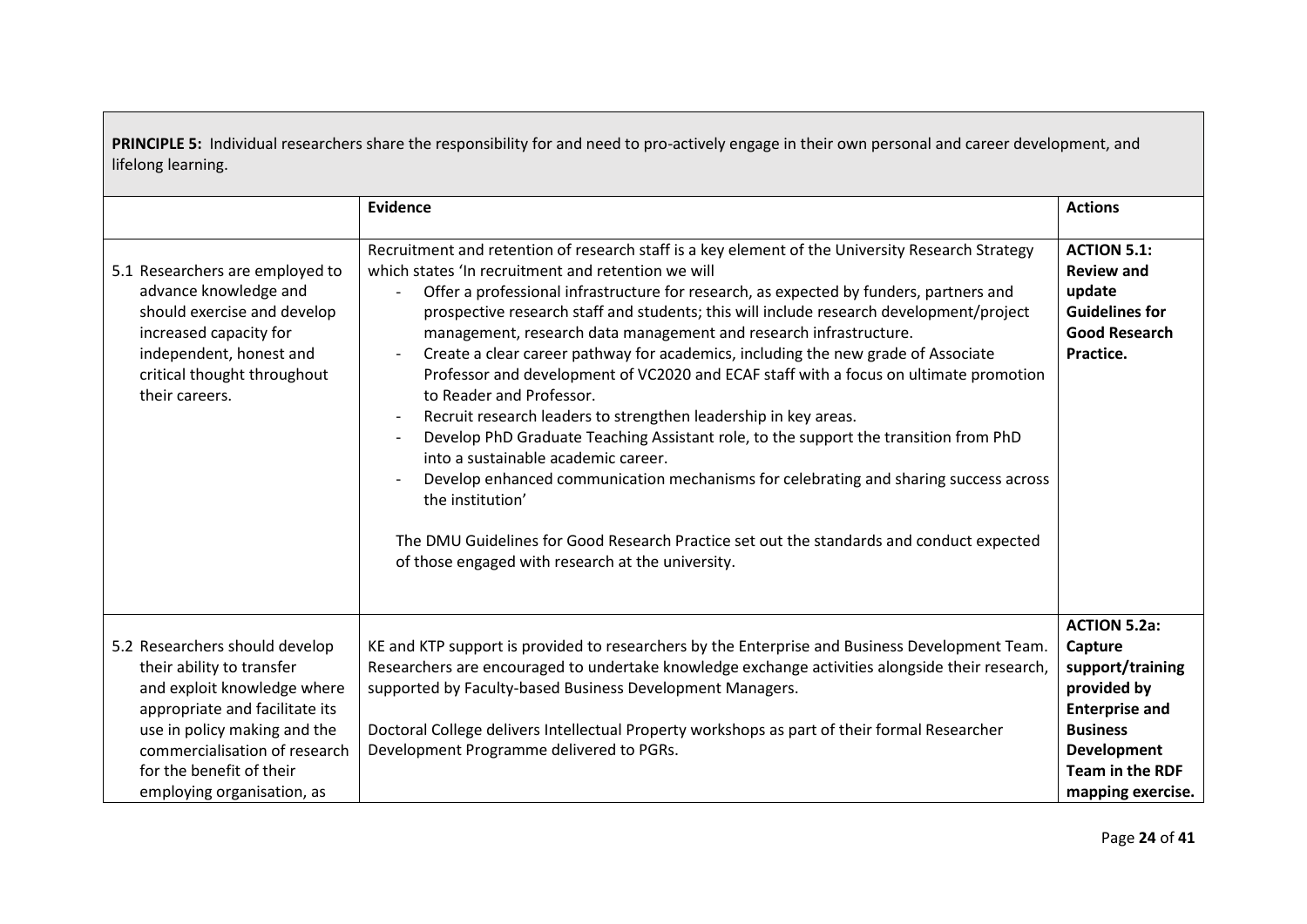**PRINCIPLE 5:** Individual researchers share the responsibility for and need to pro-actively engage in their own personal and career development, and lifelong learning.

| | **Evidence** | **Actions** |
|---|---|---|
| 5.1 Researchers are employed to advance knowledge and should exercise and develop increased capacity for independent, honest and critical thought throughout their careers. | Recruitment and retention of research staff is a key element of the University Research Strategy which states 'In recruitment and retention we will<br>- Offer a professional infrastructure for research, as expected by funders, partners and prospective research staff and students; this will include research development/project management, research data management and research infrastructure.<br>- Create a clear career pathway for academics, including the new grade of Associate Professor and development of VC2020 and ECAF staff with a focus on ultimate promotion to Reader and Professor.<br>- Recruit research leaders to strengthen leadership in key areas.<br>- Develop PhD Graduate Teaching Assistant role, to the support the transition from PhD into a sustainable academic career.<br>- Develop enhanced communication mechanisms for celebrating and sharing success across the institution'<br><br>The DMU Guidelines for Good Research Practice set out the standards and conduct expected of those engaged with research at the university. | **ACTION 5.1: Review and update Guidelines for Good Research Practice.** |
| 5.2 Researchers should develop their ability to transfer and exploit knowledge where appropriate and facilitate its use in policy making and the commercialisation of research for the benefit of their employing organisation, as | KE and KTP support is provided to researchers by the Enterprise and Business Development Team. Researchers are encouraged to undertake knowledge exchange activities alongside their research, supported by Faculty-based Business Development Managers.<br><br>Doctoral College delivers Intellectual Property workshops as part of their formal Researcher Development Programme delivered to PGRs. | **ACTION 5.2a: Capture support/training provided by Enterprise and Business Development Team in the RDF mapping exercise.** |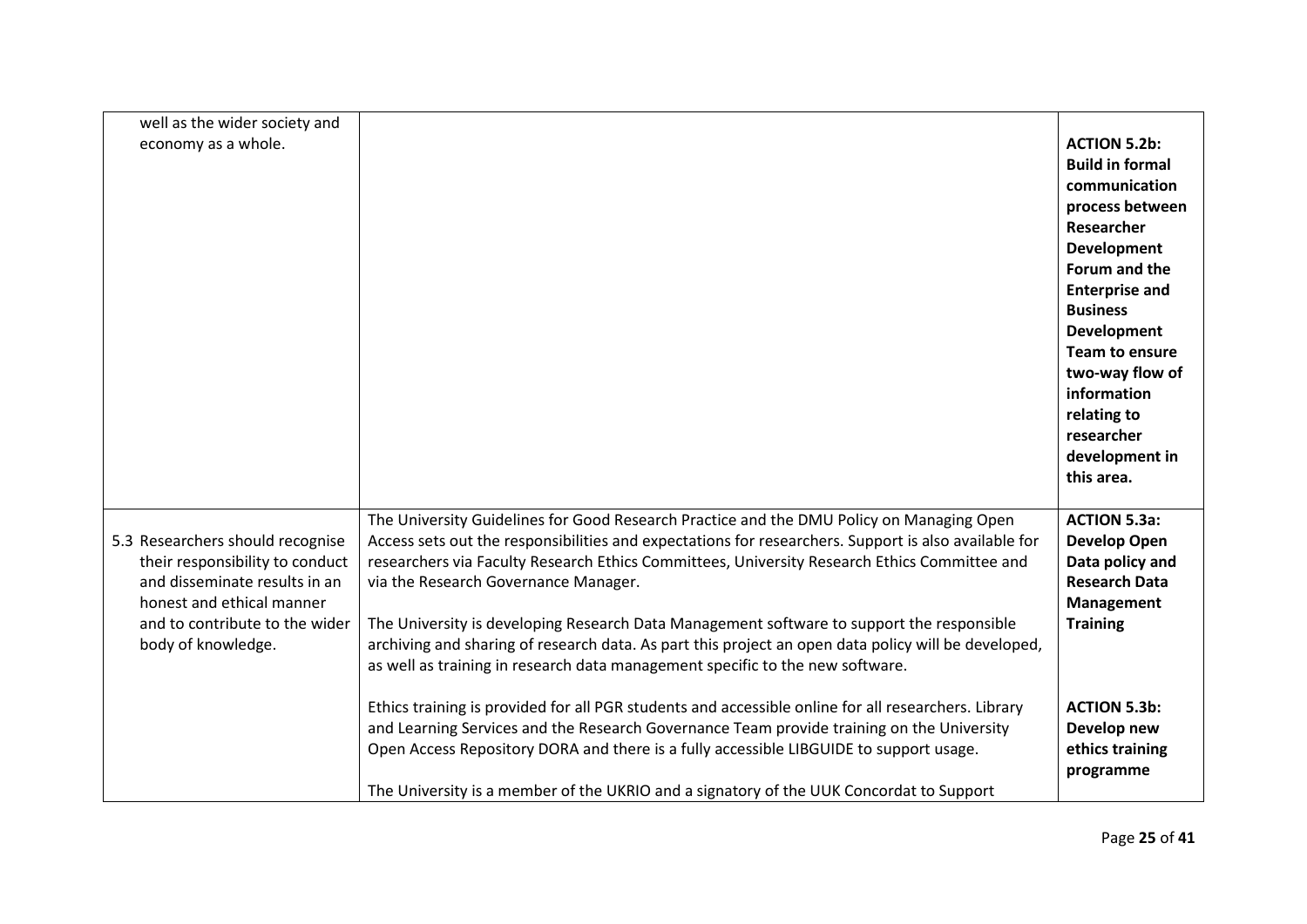| | | |
|---|---|---|
| well as the wider society and economy as a whole. | | **ACTION 5.2b: Build in formal communication process between Researcher Development Forum and the Enterprise and Business Development Team to ensure two-way flow of information relating to researcher development in this area.** |
| 5.3 Researchers should recognise their responsibility to conduct and disseminate results in an honest and ethical manner and to contribute to the wider body of knowledge. | The University Guidelines for Good Research Practice and the DMU Policy on Managing Open Access sets out the responsibilities and expectations for researchers. Support is also available for researchers via Faculty Research Ethics Committees, University Research Ethics Committee and via the Research Governance Manager.<br><br>The University is developing Research Data Management software to support the responsible archiving and sharing of research data. As part this project an open data policy will be developed, as well as training in research data management specific to the new software.<br><br>Ethics training is provided for all PGR students and accessible online for all researchers. Library and Learning Services and the Research Governance Team provide training on the University Open Access Repository DORA and there is a fully accessible LIBGUIDE to support usage.<br><br>The University is a member of the UKRIO and a signatory of the UUK Concordat to Support | **ACTION 5.3a: Develop Open Data policy and Research Data Management Training**<br><br>**ACTION 5.3b: Develop new ethics training programme** |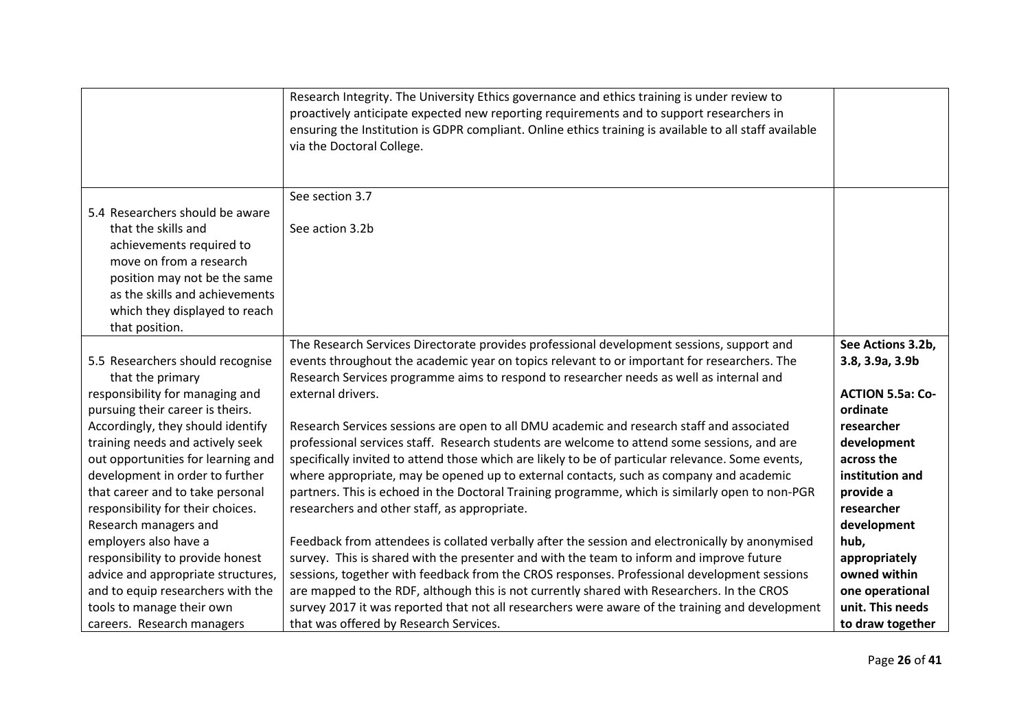| | | |
|---|---|---|
| | Research Integrity. The University Ethics governance and ethics training is under review to proactively anticipate expected new reporting requirements and to support researchers in ensuring the Institution is GDPR compliant. Online ethics training is available to all staff available via the Doctoral College. | |
| 5.4 Researchers should be aware that the skills and achievements required to move on from a research position may not be the same as the skills and achievements which they displayed to reach that position. | See section 3.7<br><br>See action 3.2b | |
| 5.5 Researchers should recognise that the primary responsibility for managing and pursuing their career is theirs. Accordingly, they should identify training needs and actively seek out opportunities for learning and development in order to further that career and to take personal responsibility for their choices. Research managers and employers also have a responsibility to provide honest advice and appropriate structures, and to equip researchers with the tools to manage their own careers. Research managers | The Research Services Directorate provides professional development sessions, support and events throughout the academic year on topics relevant to or important for researchers. The Research Services programme aims to respond to researcher needs as well as internal and external drivers.<br><br>Research Services sessions are open to all DMU academic and research staff and associated professional services staff. Research students are welcome to attend some sessions, and are specifically invited to attend those which are likely to be of particular relevance. Some events, where appropriate, may be opened up to external contacts, such as company and academic partners. This is echoed in the Doctoral Training programme, which is similarly open to non-PGR researchers and other staff, as appropriate.<br><br>Feedback from attendees is collated verbally after the session and electronically by anonymised survey. This is shared with the presenter and with the team to inform and improve future sessions, together with feedback from the CROS responses. Professional development sessions are mapped to the RDF, although this is not currently shared with Researchers. In the CROS survey 2017 it was reported that not all researchers were aware of the training and development that was offered by Research Services. | **See Actions 3.2b, 3.8, 3.9a, 3.9b**<br><br>**ACTION 5.5a: Co-ordinate researcher development across the institution and provide a researcher development hub, appropriately owned within one operational unit. This needs to draw together** |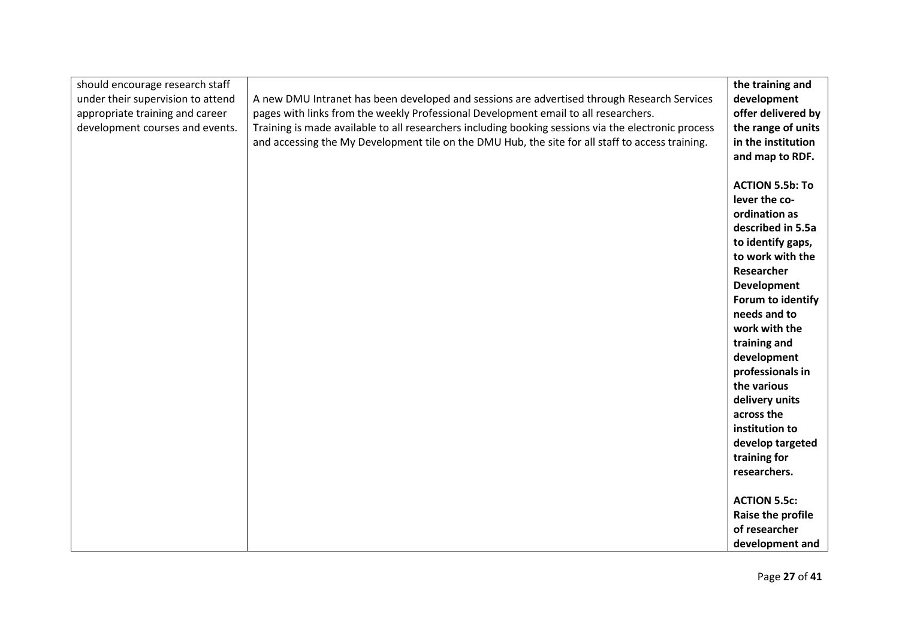| | | |
|---|---|---|
| should encourage research staff under their supervision to attend appropriate training and career development courses and events. | A new DMU Intranet has been developed and sessions are advertised through Research Services pages with links from the weekly Professional Development email to all researchers. Training is made available to all researchers including booking sessions via the electronic process and accessing the My Development tile on the DMU Hub, the site for all staff to access training. | **the training and development offer delivered by the range of units in the institution and map to RDF.**<br><br>**ACTION 5.5b: To lever the co-ordination as described in 5.5a to identify gaps, to work with the Researcher Development Forum to identify needs and to work with the training and development professionals in the various delivery units across the institution to develop targeted training for researchers.**<br><br>**ACTION 5.5c: Raise the profile of researcher development and** |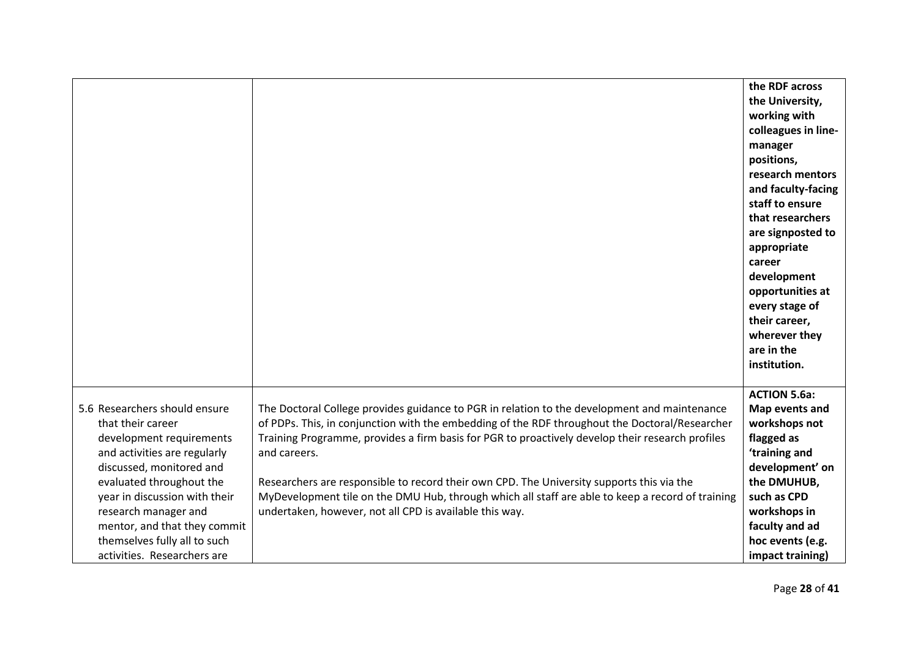|  |  |  |
|---|---|---|
|  |  | **the RDF across the University, working with colleagues in line-manager positions, research mentors and faculty-facing staff to ensure that researchers are signposted to appropriate career development opportunities at every stage of their career, wherever they are in the institution.** |
| 5.6 Researchers should ensure that their career development requirements and activities are regularly discussed, monitored and evaluated throughout the year in discussion with their research manager and mentor, and that they commit themselves fully all to such activities. Researchers are | The Doctoral College provides guidance to PGR in relation to the development and maintenance of PDPs. This, in conjunction with the embedding of the RDF throughout the Doctoral/Researcher Training Programme, provides a firm basis for PGR to proactively develop their research profiles and careers.<br><br>Researchers are responsible to record their own CPD. The University supports this via the MyDevelopment tile on the DMU Hub, through which all staff are able to keep a record of training undertaken, however, not all CPD is available this way. | **ACTION 5.6a: Map events and workshops not flagged as 'training and development' on the DMUHUB, such as CPD workshops in faculty and ad hoc events (e.g. impact training)** |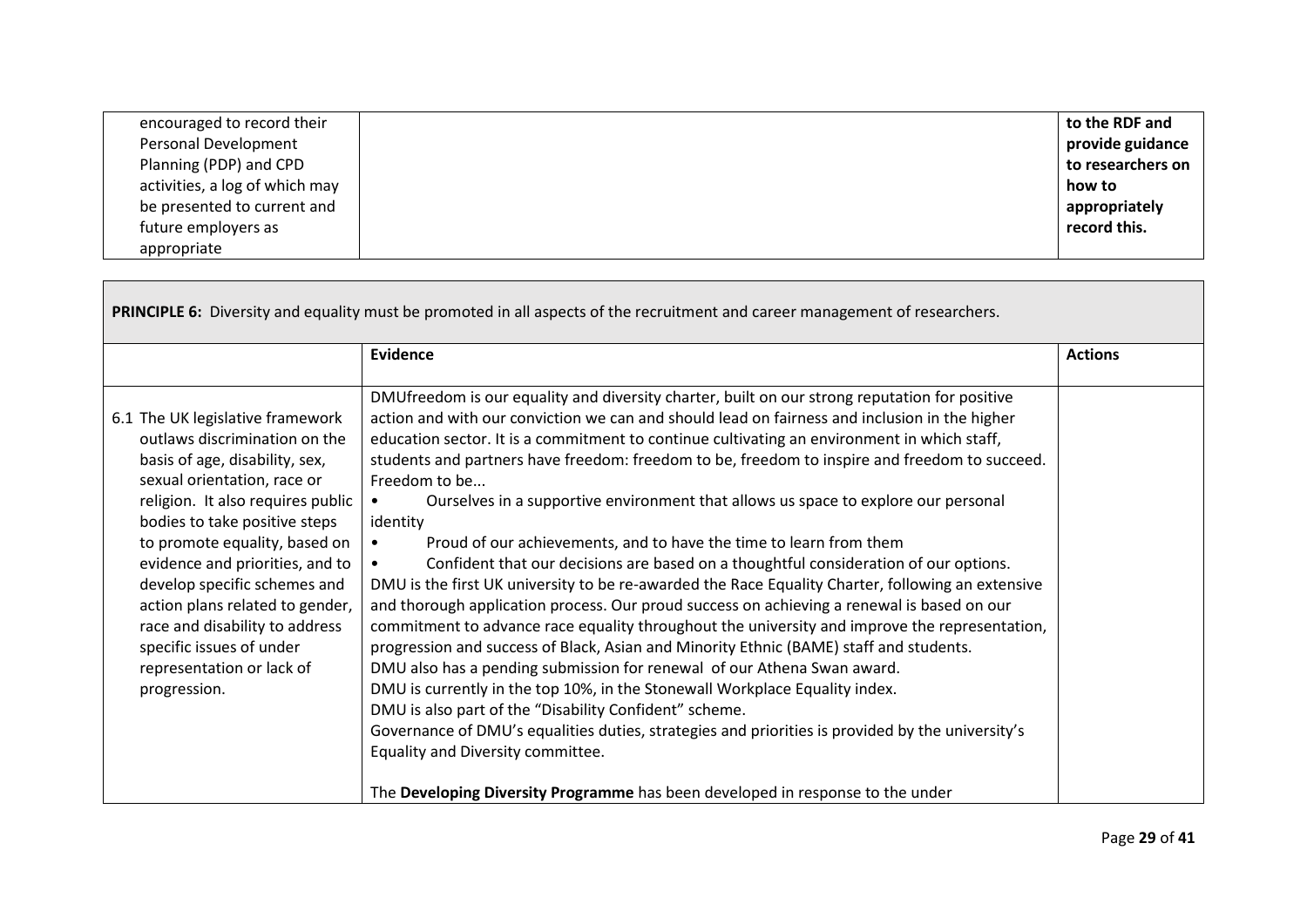| | | |
|---|---|---|
| encouraged to record their Personal Development Planning (PDP) and CPD activities, a log of which may be presented to current and future employers as appropriate | | **to the RDF and provide guidance to researchers on how to appropriately record this.** |

| **PRINCIPLE 6:** Diversity and equality must be promoted in all aspects of the recruitment and career management of researchers. | | |
|---|---|---|
| | **Evidence** | **Actions** |
| 6.1 The UK legislative framework outlaws discrimination on the basis of age, disability, sex, sexual orientation, race or religion. It also requires public bodies to take positive steps to promote equality, based on evidence and priorities, and to develop specific schemes and action plans related to gender, race and disability to address specific issues of under representation or lack of progression. | DMUfreedom is our equality and diversity charter, built on our strong reputation for positive action and with our conviction we can and should lead on fairness and inclusion in the higher education sector. It is a commitment to continue cultivating an environment in which staff, students and partners have freedom: freedom to be, freedom to inspire and freedom to succeed.<br>Freedom to be...<br>• Ourselves in a supportive environment that allows us space to explore our personal identity<br>• Proud of our achievements, and to have the time to learn from them<br>• Confident that our decisions are based on a thoughtful consideration of our options.<br>DMU is the first UK university to be re-awarded the Race Equality Charter, following an extensive and thorough application process. Our proud success on achieving a renewal is based on our commitment to advance race equality throughout the university and improve the representation, progression and success of Black, Asian and Minority Ethnic (BAME) staff and students.<br>DMU also has a pending submission for renewal of our Athena Swan award.<br>DMU is currently in the top 10%, in the Stonewall Workplace Equality index.<br>DMU is also part of the "Disability Confident" scheme.<br>Governance of DMU's equalities duties, strategies and priorities is provided by the university's Equality and Diversity committee.<br><br>The **Developing Diversity Programme** has been developed in response to the under | |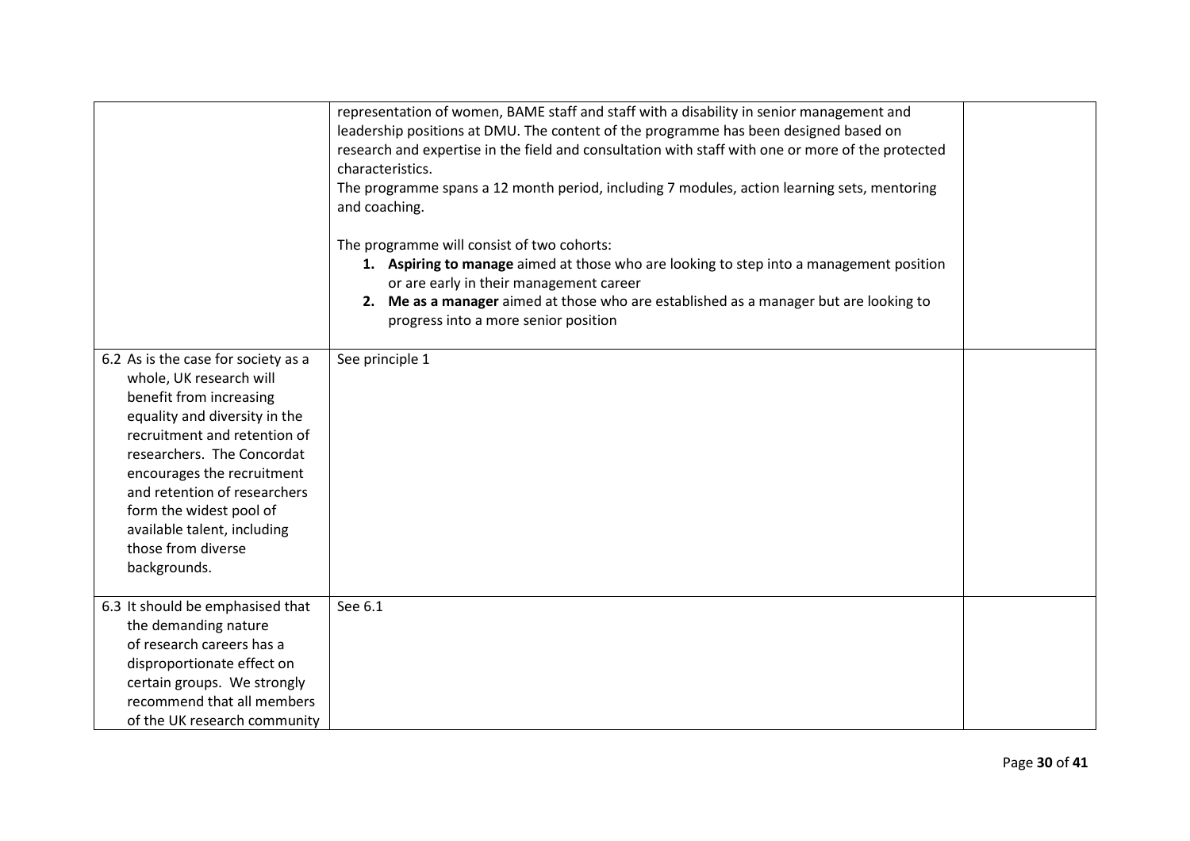| | | |
|---|---|---|
| | representation of women, BAME staff and staff with a disability in senior management and leadership positions at DMU. The content of the programme has been designed based on research and expertise in the field and consultation with staff with one or more of the protected characteristics.<br>The programme spans a 12 month period, including 7 modules, action learning sets, mentoring and coaching.<br><br>The programme will consist of two cohorts:<br>1. **Aspiring to manage** aimed at those who are looking to step into a management position or are early in their management career<br>2. **Me as a manager** aimed at those who are established as a manager but are looking to progress into a more senior position | |
| 6.2 As is the case for society as a whole, UK research will benefit from increasing equality and diversity in the recruitment and retention of researchers. The Concordat encourages the recruitment and retention of researchers form the widest pool of available talent, including those from diverse backgrounds. | See principle 1 | |
| 6.3 It should be emphasised that the demanding nature of research careers has a disproportionate effect on certain groups. We strongly recommend that all members of the UK research community | See 6.1 | |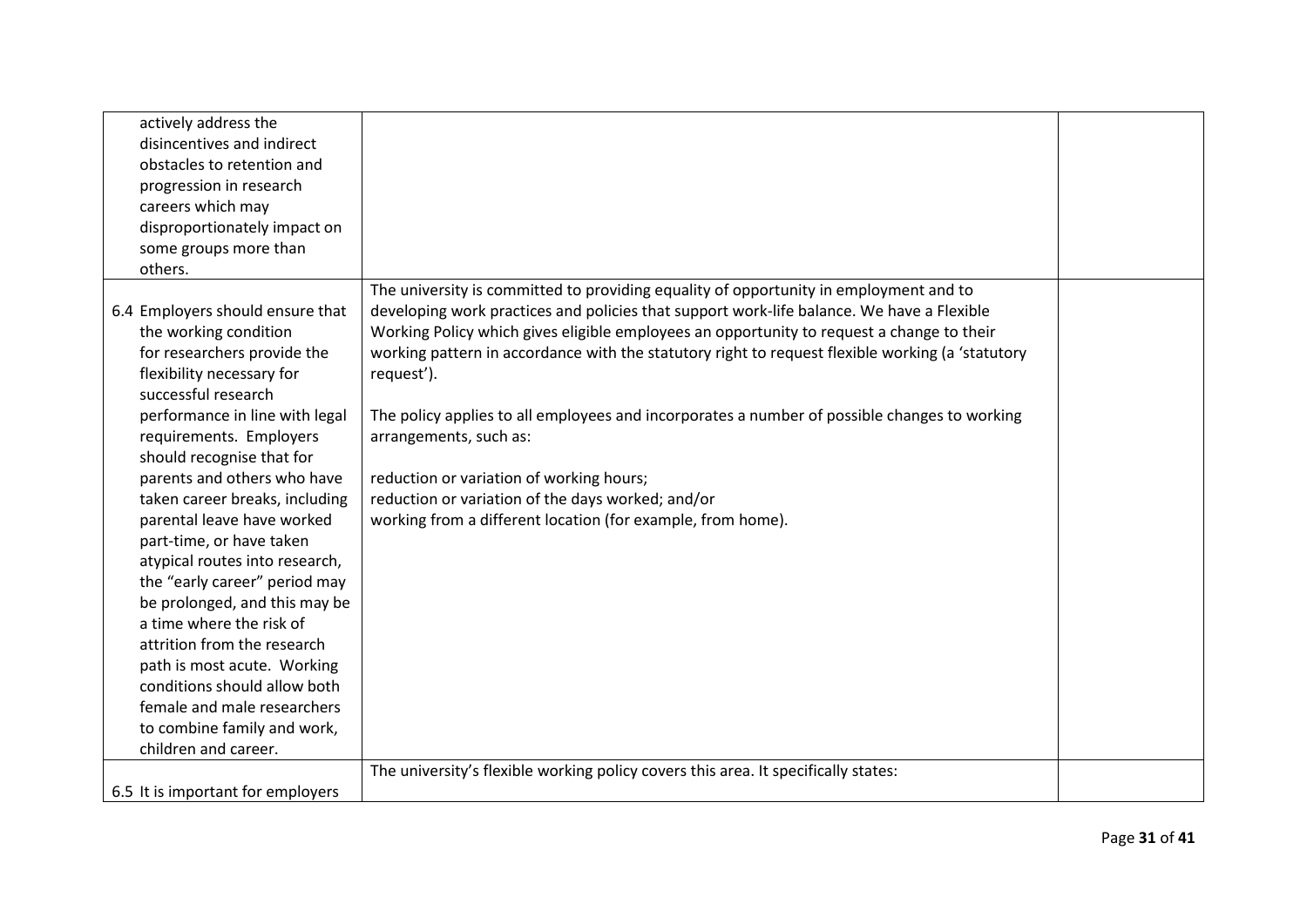| | | |
|---|---|---|
| actively address the disincentives and indirect obstacles to retention and progression in research careers which may disproportionately impact on some groups more than others. | | |
| 6.4 Employers should ensure that the working condition for researchers provide the flexibility necessary for successful research performance in line with legal requirements. Employers should recognise that for parents and others who have taken career breaks, including parental leave have worked part-time, or have taken atypical routes into research, the "early career" period may be prolonged, and this may be a time where the risk of attrition from the research path is most acute. Working conditions should allow both female and male researchers to combine family and work, children and career. | The university is committed to providing equality of opportunity in employment and to developing work practices and policies that support work-life balance. We have a Flexible Working Policy which gives eligible employees an opportunity to request a change to their working pattern in accordance with the statutory right to request flexible working (a 'statutory request').<br><br>The policy applies to all employees and incorporates a number of possible changes to working arrangements, such as:<br><br>reduction or variation of working hours;<br>reduction or variation of the days worked; and/or<br>working from a different location (for example, from home). | |
| 6.5 It is important for employers | The university's flexible working policy covers this area. It specifically states: | |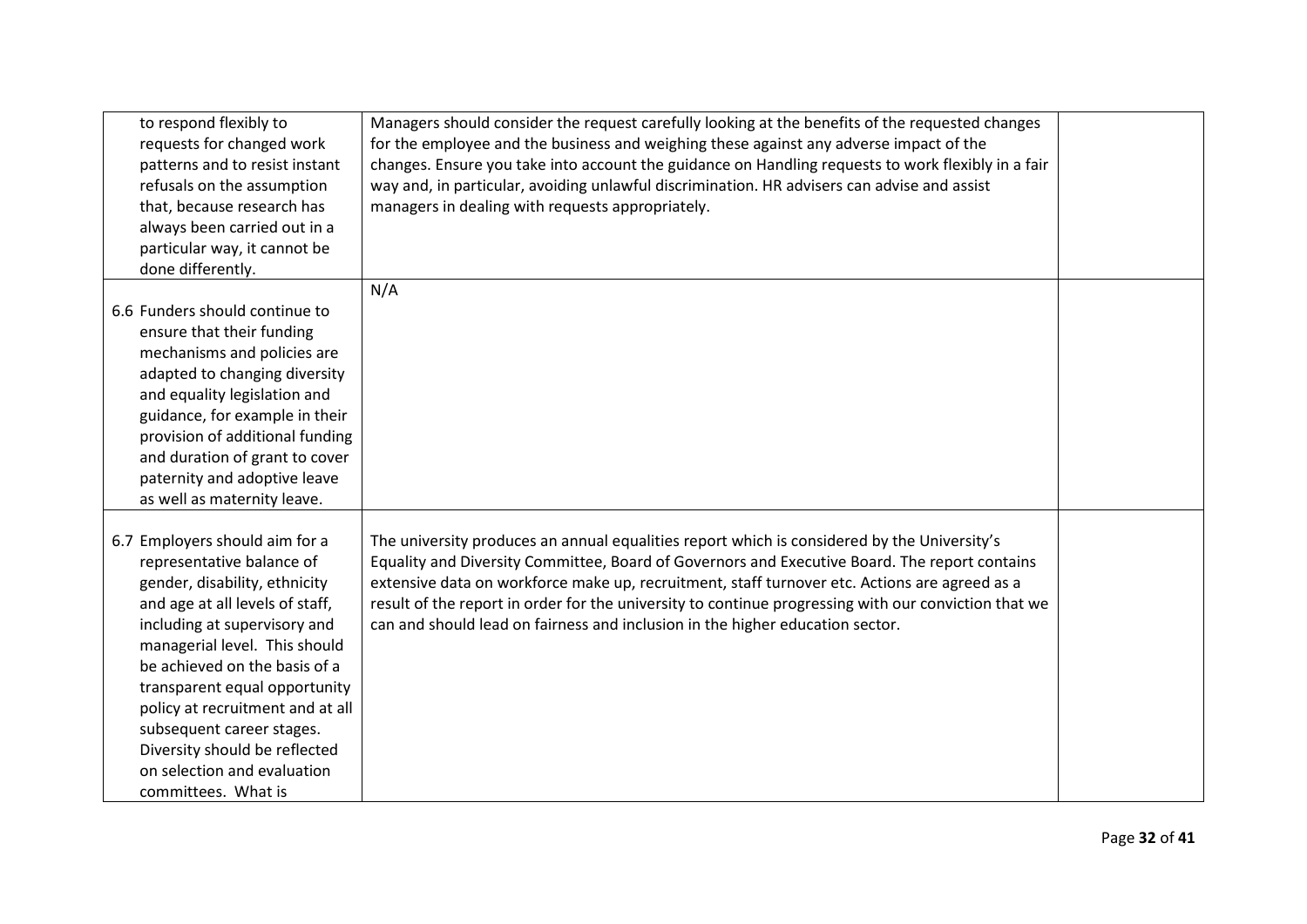| | | |
|---|---|---|
| to respond flexibly to requests for changed work patterns and to resist instant refusals on the assumption that, because research has always been carried out in a particular way, it cannot be done differently. | Managers should consider the request carefully looking at the benefits of the requested changes for the employee and the business and weighing these against any adverse impact of the changes. Ensure you take into account the guidance on Handling requests to work flexibly in a fair way and, in particular, avoiding unlawful discrimination. HR advisers can advise and assist managers in dealing with requests appropriately. | |
| 6.6 Funders should continue to ensure that their funding mechanisms and policies are adapted to changing diversity and equality legislation and guidance, for example in their provision of additional funding and duration of grant to cover paternity and adoptive leave as well as maternity leave. | N/A | |
| 6.7 Employers should aim for a representative balance of gender, disability, ethnicity and age at all levels of staff, including at supervisory and managerial level. This should be achieved on the basis of a transparent equal opportunity policy at recruitment and at all subsequent career stages. Diversity should be reflected on selection and evaluation committees. What is | The university produces an annual equalities report which is considered by the University's Equality and Diversity Committee, Board of Governors and Executive Board. The report contains extensive data on workforce make up, recruitment, staff turnover etc. Actions are agreed as a result of the report in order for the university to continue progressing with our conviction that we can and should lead on fairness and inclusion in the higher education sector. | |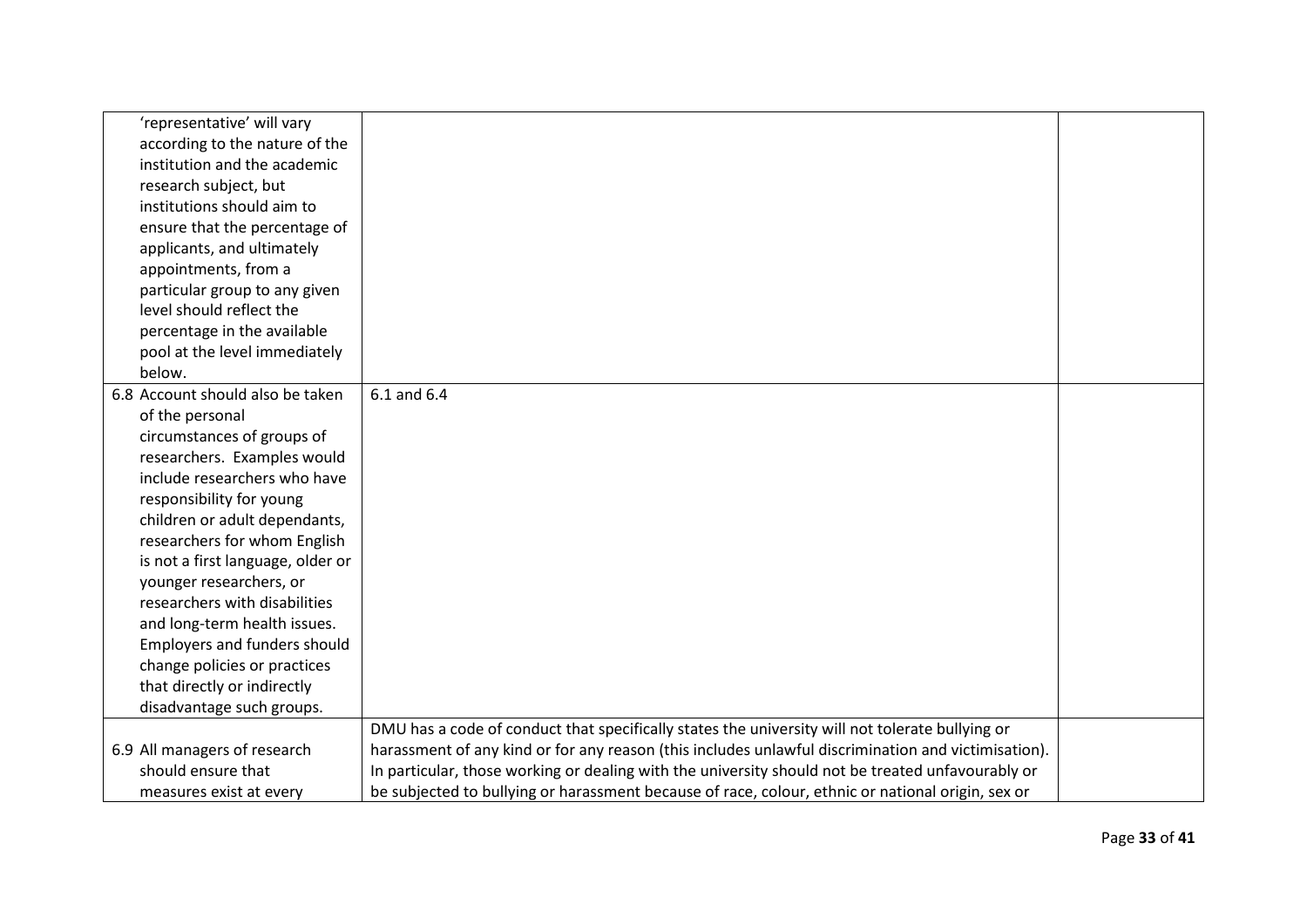| | | |
|---|---|---|
| 'representative' will vary according to the nature of the institution and the academic research subject, but institutions should aim to ensure that the percentage of applicants, and ultimately appointments, from a particular group to any given level should reflect the percentage in the available pool at the level immediately below. | | |
| 6.8 Account should also be taken of the personal circumstances of groups of researchers. Examples would include researchers who have responsibility for young children or adult dependants, researchers for whom English is not a first language, older or younger researchers, or researchers with disabilities and long-term health issues. Employers and funders should change policies or practices that directly or indirectly disadvantage such groups. | 6.1 and 6.4 | |
| 6.9 All managers of research should ensure that measures exist at every | DMU has a code of conduct that specifically states the university will not tolerate bullying or harassment of any kind or for any reason (this includes unlawful discrimination and victimisation). In particular, those working or dealing with the university should not be treated unfavourably or be subjected to bullying or harassment because of race, colour, ethnic or national origin, sex or | |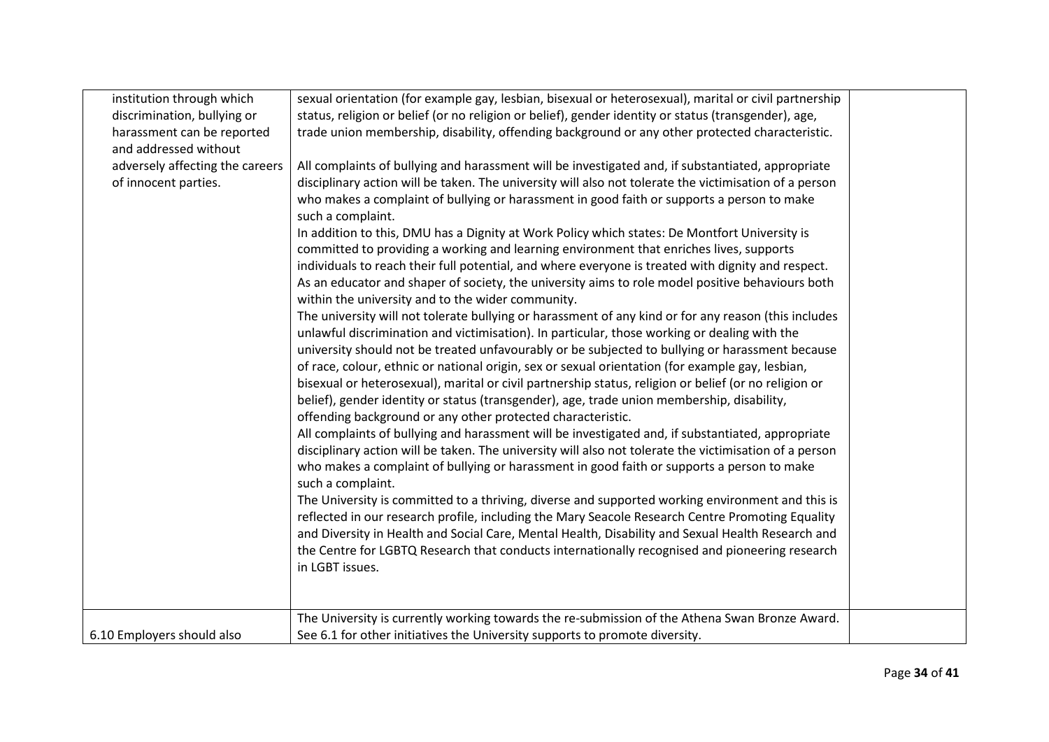| | | |
|---|---|---|
| institution through which discrimination, bullying or harassment can be reported and addressed without adversely affecting the careers of innocent parties. | sexual orientation (for example gay, lesbian, bisexual or heterosexual), marital or civil partnership status, religion or belief (or no religion or belief), gender identity or status (transgender), age, trade union membership, disability, offending background or any other protected characteristic.<br><br>All complaints of bullying and harassment will be investigated and, if substantiated, appropriate disciplinary action will be taken. The university will also not tolerate the victimisation of a person who makes a complaint of bullying or harassment in good faith or supports a person to make such a complaint.<br>In addition to this, DMU has a Dignity at Work Policy which states: De Montfort University is committed to providing a working and learning environment that enriches lives, supports individuals to reach their full potential, and where everyone is treated with dignity and respect. As an educator and shaper of society, the university aims to role model positive behaviours both within the university and to the wider community.<br>The university will not tolerate bullying or harassment of any kind or for any reason (this includes unlawful discrimination and victimisation). In particular, those working or dealing with the university should not be treated unfavourably or be subjected to bullying or harassment because of race, colour, ethnic or national origin, sex or sexual orientation (for example gay, lesbian, bisexual or heterosexual), marital or civil partnership status, religion or belief (or no religion or belief), gender identity or status (transgender), age, trade union membership, disability, offending background or any other protected characteristic.<br>All complaints of bullying and harassment will be investigated and, if substantiated, appropriate disciplinary action will be taken. The university will also not tolerate the victimisation of a person who makes a complaint of bullying or harassment in good faith or supports a person to make such a complaint.<br>The University is committed to a thriving, diverse and supported working environment and this is reflected in our research profile, including the Mary Seacole Research Centre Promoting Equality and Diversity in Health and Social Care, Mental Health, Disability and Sexual Health Research and the Centre for LGBTQ Research that conducts internationally recognised and pioneering research in LGBT issues. | |
| 6.10 Employers should also | The University is currently working towards the re-submission of the Athena Swan Bronze Award. See 6.1 for other initiatives the University supports to promote diversity. | |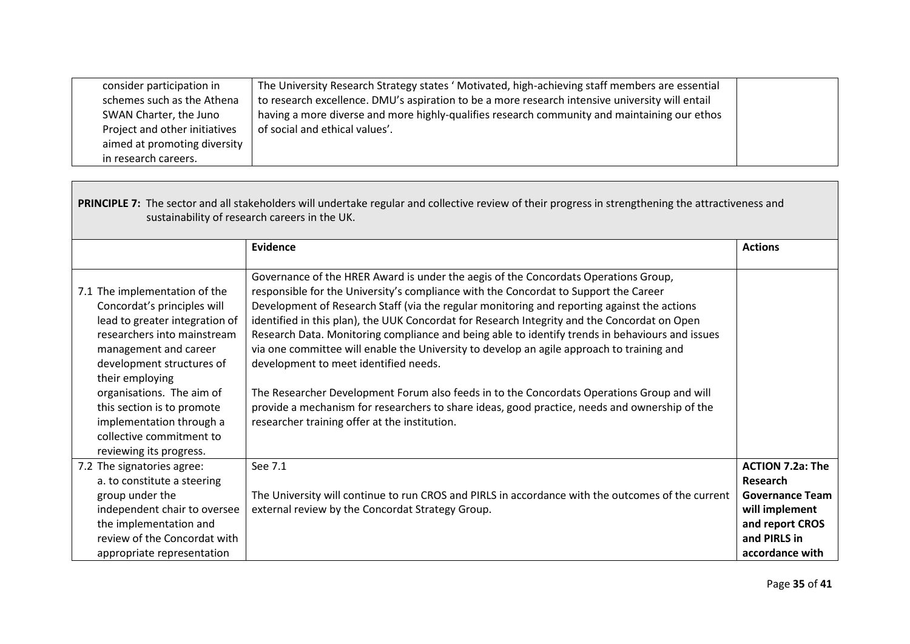| | | |
|---|---|---|
| consider participation in schemes such as the Athena SWAN Charter, the Juno Project and other initiatives aimed at promoting diversity in research careers. | The University Research Strategy states ' Motivated, high-achieving staff members are essential to research excellence. DMU's aspiration to be a more research intensive university will entail having a more diverse and more highly-qualifies research community and maintaining our ethos of social and ethical values'. | |

**PRINCIPLE 7:** The sector and all stakeholders will undertake regular and collective review of their progress in strengthening the attractiveness and sustainability of research careers in the UK.

| | Evidence | Actions |
|---|---|---|
| 7.1 The implementation of the Concordat's principles will lead to greater integration of researchers into mainstream management and career development structures of their employing organisations. The aim of this section is to promote implementation through a collective commitment to reviewing its progress. | Governance of the HRER Award is under the aegis of the Concordats Operations Group, responsible for the University's compliance with the Concordat to Support the Career Development of Research Staff (via the regular monitoring and reporting against the actions identified in this plan), the UUK Concordat for Research Integrity and the Concordat on Open Research Data. Monitoring compliance and being able to identify trends in behaviours and issues via one committee will enable the University to develop an agile approach to training and development to meet identified needs.<br><br>The Researcher Development Forum also feeds in to the Concordats Operations Group and will provide a mechanism for researchers to share ideas, good practice, needs and ownership of the researcher training offer at the institution. | |
| 7.2 The signatories agree:<br>a. to constitute a steering group under the independent chair to oversee the implementation and review of the Concordat with appropriate representation | See 7.1<br><br>The University will continue to run CROS and PIRLS in accordance with the outcomes of the current external review by the Concordat Strategy Group. | **ACTION 7.2a: The Research Governance Team will implement and report CROS and PIRLS in accordance with** |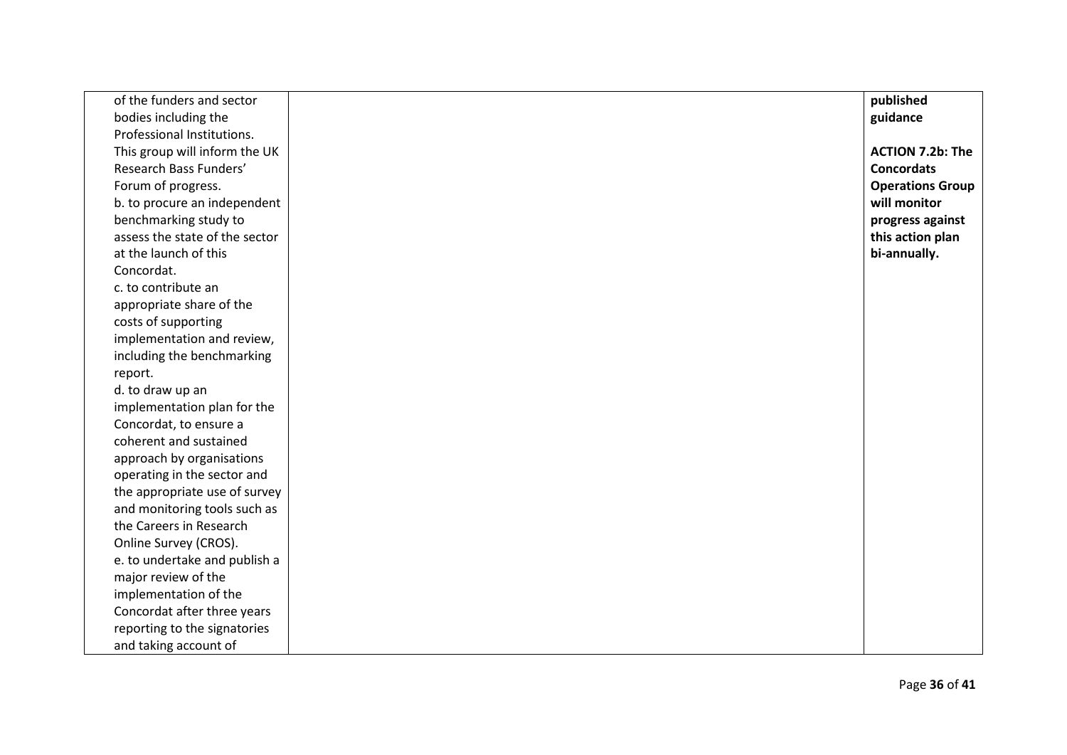| | | |
|---|---|---|
| of the funders and sector bodies including the Professional Institutions. This group will inform the UK Research Bass Funders' Forum of progress.<br>b. to procure an independent benchmarking study to assess the state of the sector at the launch of this Concordat.<br>c. to contribute an appropriate share of the costs of supporting implementation and review, including the benchmarking report.<br>d. to draw up an implementation plan for the Concordat, to ensure a coherent and sustained approach by organisations operating in the sector and the appropriate use of survey and monitoring tools such as the Careers in Research Online Survey (CROS).<br>e. to undertake and publish a major review of the implementation of the Concordat after three years reporting to the signatories and taking account of | | **published guidance**<br><br>**ACTION 7.2b: The Concordats Operations Group will monitor progress against this action plan bi-annually.** |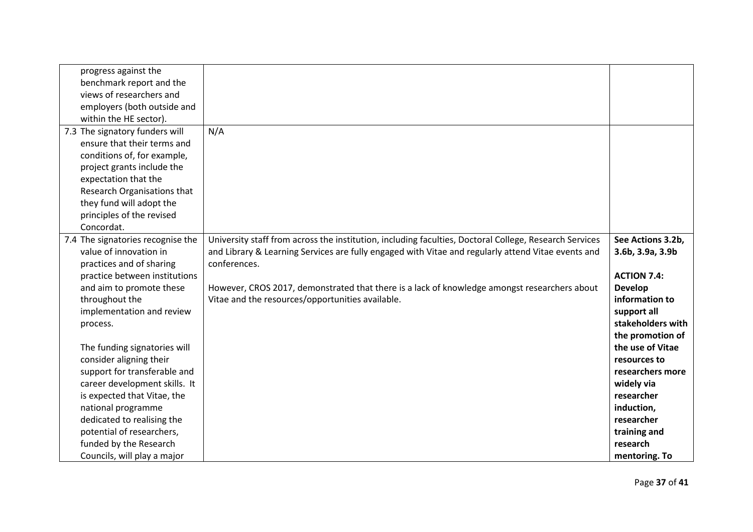| | | |
|---|---|---|
| progress against the benchmark report and the views of researchers and employers (both outside and within the HE sector). | | |
| 7.3 The signatory funders will ensure that their terms and conditions of, for example, project grants include the expectation that the Research Organisations that they fund will adopt the principles of the revised Concordat. | N/A | |
| 7.4 The signatories recognise the value of innovation in practices and of sharing practice between institutions and aim to promote these throughout the implementation and review process.<br><br>The funding signatories will consider aligning their support for transferable and career development skills. It is expected that Vitae, the national programme dedicated to realising the potential of researchers, funded by the Research Councils, will play a major | University staff from across the institution, including faculties, Doctoral College, Research Services and Library & Learning Services are fully engaged with Vitae and regularly attend Vitae events and conferences.<br><br>However, CROS 2017, demonstrated that there is a lack of knowledge amongst researchers about Vitae and the resources/opportunities available. | **See Actions 3.2b, 3.6b, 3.9a, 3.9b**<br><br>**ACTION 7.4: Develop information to support all stakeholders with the promotion of the use of Vitae resources to researchers more widely via researcher induction, researcher training and research mentoring. To** |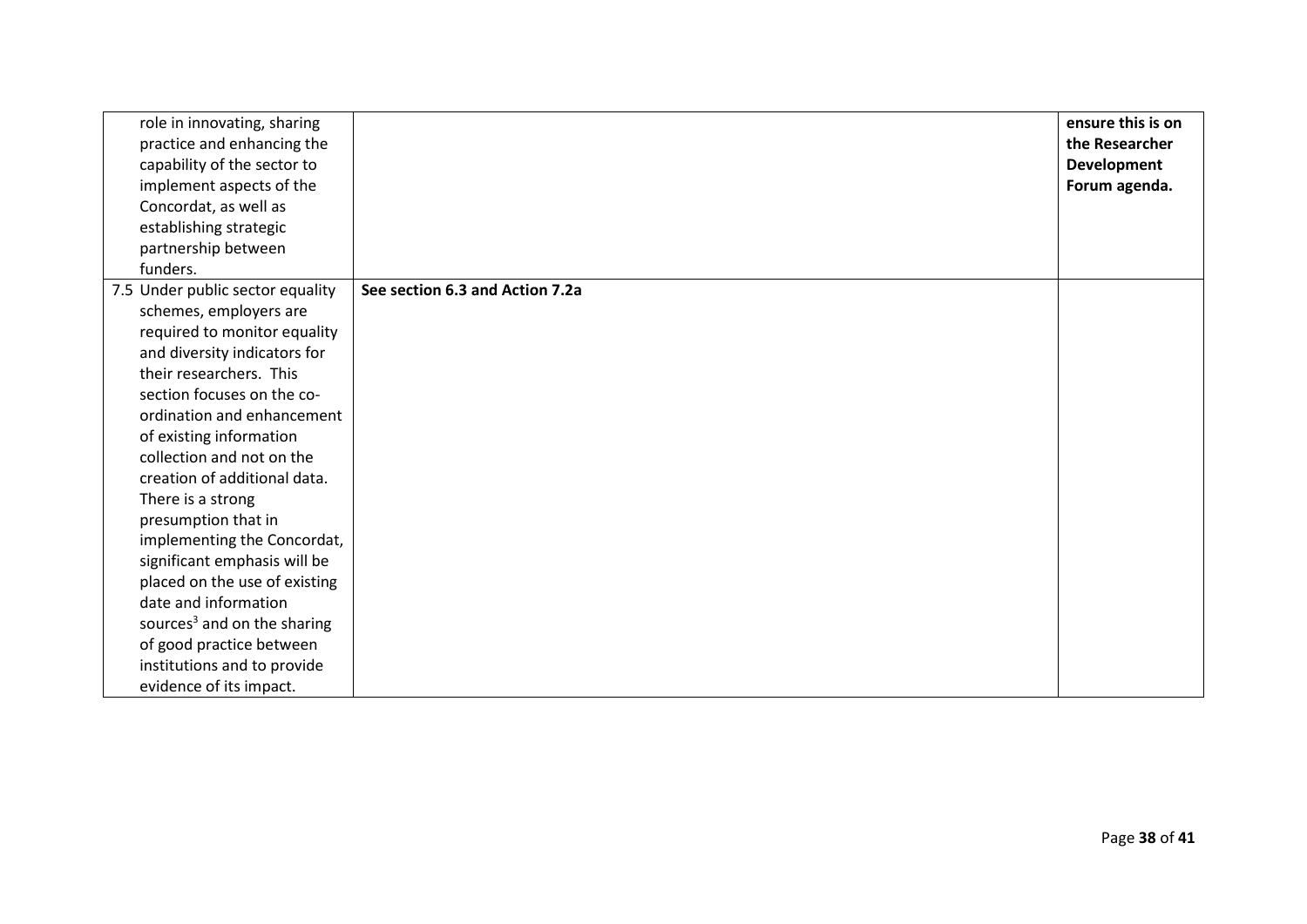| | | |
|---|---|---|
| role in innovating, sharing practice and enhancing the capability of the sector to implement aspects of the Concordat, as well as establishing strategic partnership between funders. | | **ensure this is on the Researcher Development Forum agenda.** |
| 7.5 Under public sector equality schemes, employers are required to monitor equality and diversity indicators for their researchers. This section focuses on the co-ordination and enhancement of existing information collection and not on the creation of additional data. There is a strong presumption that in implementing the Concordat, significant emphasis will be placed on the use of existing date and information sources[3] and on the sharing of good practice between institutions and to provide evidence of its impact. | **See section 6.3 and Action 7.2a** | |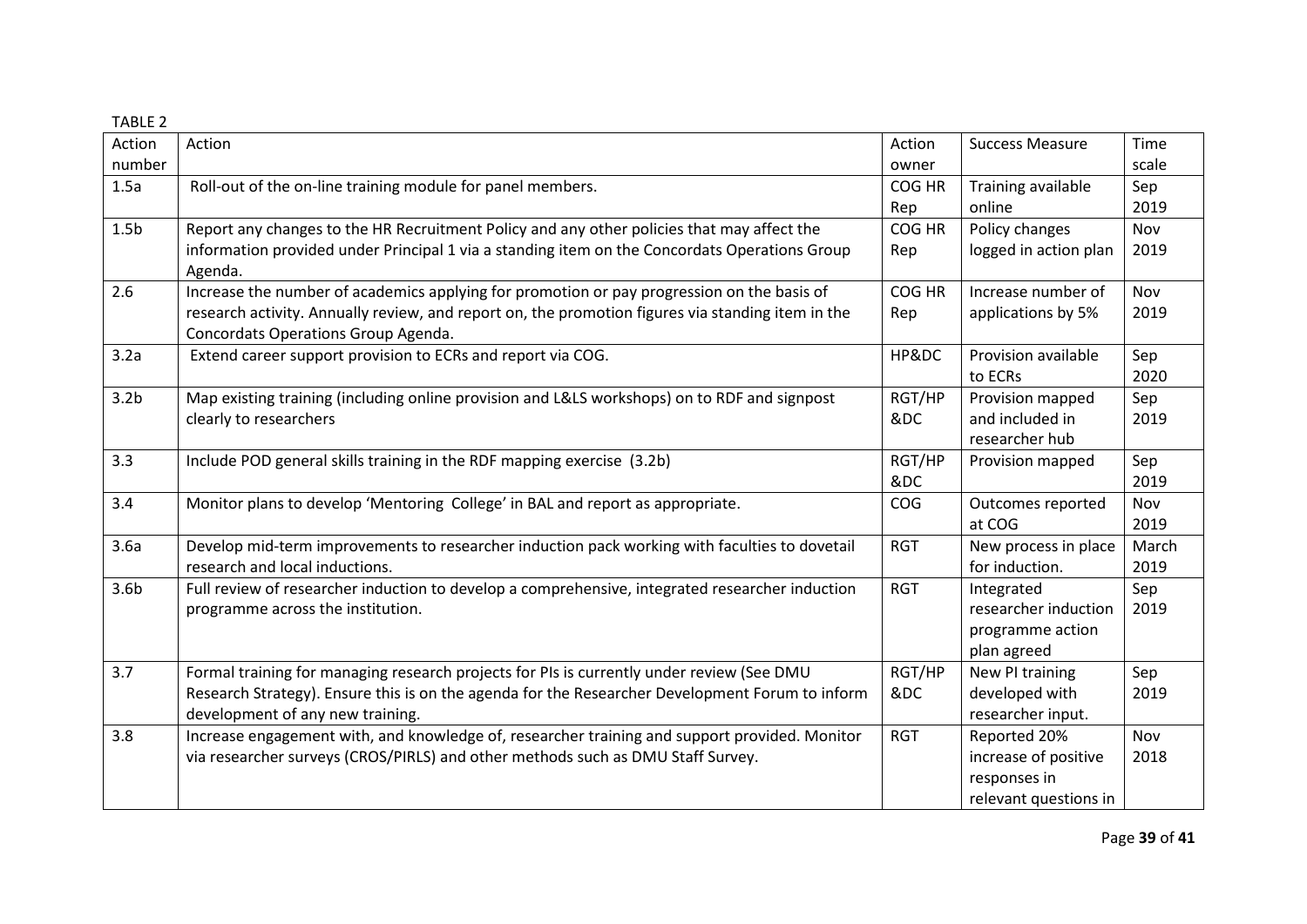TABLE 2

| Action number | Action | Action owner | Success Measure | Time scale |
|---|---|---|---|---|
| 1.5a | Roll-out of the on-line training module for panel members. | COG HR Rep | Training available online | Sep 2019 |
| 1.5b | Report any changes to the HR Recruitment Policy and any other policies that may affect the information provided under Principal 1 via a standing item on the Concordats Operations Group Agenda. | COG HR Rep | Policy changes logged in action plan | Nov 2019 |
| 2.6 | Increase the number of academics applying for promotion or pay progression on the basis of research activity. Annually review, and report on, the promotion figures via standing item in the Concordats Operations Group Agenda. | COG HR Rep | Increase number of applications by 5% | Nov 2019 |
| 3.2a | Extend career support provision to ECRs and report via COG. | HP&DC | Provision available to ECRs | Sep 2020 |
| 3.2b | Map existing training (including online provision and L&LS workshops) on to RDF and signpost clearly to researchers | RGT/HP &DC | Provision mapped and included in researcher hub | Sep 2019 |
| 3.3 | Include POD general skills training in the RDF mapping exercise (3.2b) | RGT/HP &DC | Provision mapped | Sep 2019 |
| 3.4 | Monitor plans to develop 'Mentoring College' in BAL and report as appropriate. | COG | Outcomes reported at COG | Nov 2019 |
| 3.6a | Develop mid-term improvements to researcher induction pack working with faculties to dovetail research and local inductions. | RGT | New process in place for induction. | March 2019 |
| 3.6b | Full review of researcher induction to develop a comprehensive, integrated researcher induction programme across the institution. | RGT | Integrated researcher induction programme action plan agreed | Sep 2019 |
| 3.7 | Formal training for managing research projects for PIs is currently under review (See DMU Research Strategy). Ensure this is on the agenda for the Researcher Development Forum to inform development of any new training. | RGT/HP &DC | New PI training developed with researcher input. | Sep 2019 |
| 3.8 | Increase engagement with, and knowledge of, researcher training and support provided. Monitor via researcher surveys (CROS/PIRLS) and other methods such as DMU Staff Survey. | RGT | Reported 20% increase of positive responses in relevant questions in | Nov 2018 |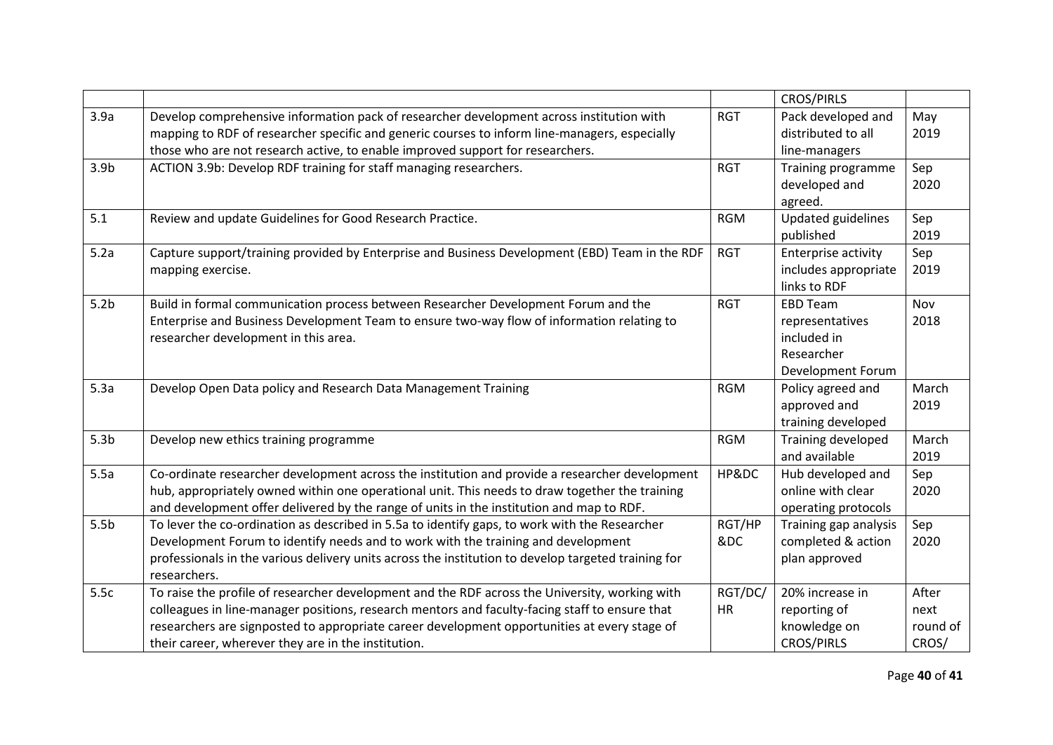|  |  |  | CROS/PIRLS |  |
|---|---|---|---|---|
| 3.9a | Develop comprehensive information pack of researcher development across institution with mapping to RDF of researcher specific and generic courses to inform line-managers, especially those who are not research active, to enable improved support for researchers. | RGT | Pack developed and distributed to all line-managers | May 2019 |
| 3.9b | ACTION 3.9b: Develop RDF training for staff managing researchers. | RGT | Training programme developed and agreed. | Sep 2020 |
| 5.1 | Review and update Guidelines for Good Research Practice. | RGM | Updated guidelines published | Sep 2019 |
| 5.2a | Capture support/training provided by Enterprise and Business Development (EBD) Team in the RDF mapping exercise. | RGT | Enterprise activity includes appropriate links to RDF | Sep 2019 |
| 5.2b | Build in formal communication process between Researcher Development Forum and the Enterprise and Business Development Team to ensure two-way flow of information relating to researcher development in this area. | RGT | EBD Team representatives included in Researcher Development Forum | Nov 2018 |
| 5.3a | Develop Open Data policy and Research Data Management Training | RGM | Policy agreed and approved and training developed | March 2019 |
| 5.3b | Develop new ethics training programme | RGM | Training developed and available | March 2019 |
| 5.5a | Co-ordinate researcher development across the institution and provide a researcher development hub, appropriately owned within one operational unit. This needs to draw together the training and development offer delivered by the range of units in the institution and map to RDF. | HP&DC | Hub developed and online with clear operating protocols | Sep 2020 |
| 5.5b | To lever the co-ordination as described in 5.5a to identify gaps, to work with the Researcher Development Forum to identify needs and to work with the training and development professionals in the various delivery units across the institution to develop targeted training for researchers. | RGT/HP&DC | Training gap analysis completed & action plan approved | Sep 2020 |
| 5.5c | To raise the profile of researcher development and the RDF across the University, working with colleagues in line-manager positions, research mentors and faculty-facing staff to ensure that researchers are signposted to appropriate career development opportunities at every stage of their career, wherever they are in the institution. | RGT/DC/HR | 20% increase in reporting of knowledge on CROS/PIRLS | After next round of CROS/ |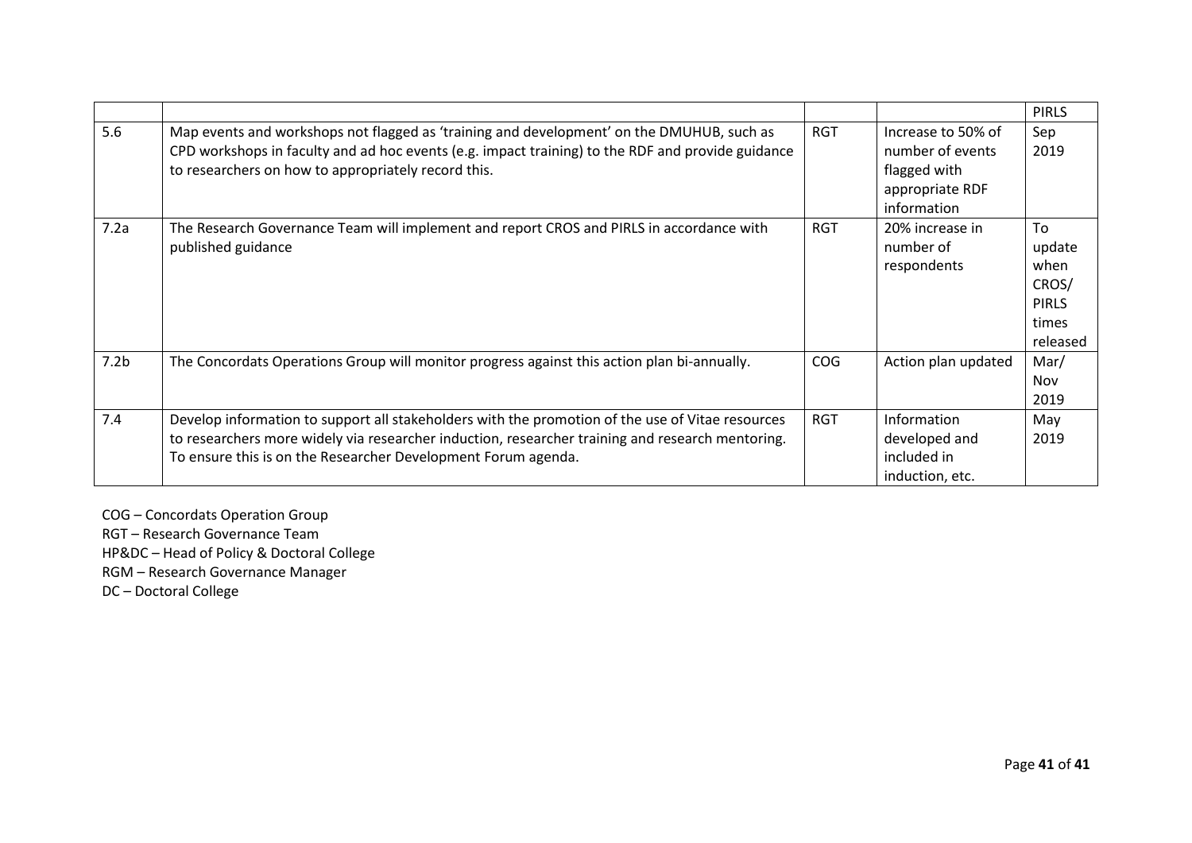| | | | | |
|---|---|---|---|---|
| | | | | PIRLS |
| 5.6 | Map events and workshops not flagged as 'training and development' on the DMUHUB, such as CPD workshops in faculty and ad hoc events (e.g. impact training) to the RDF and provide guidance to researchers on how to appropriately record this. | RGT | Increase to 50% of number of events flagged with appropriate RDF information | Sep 2019 |
| 7.2a | The Research Governance Team will implement and report CROS and PIRLS in accordance with published guidance | RGT | 20% increase in number of respondents | To update when CROS/ PIRLS times released |
| 7.2b | The Concordats Operations Group will monitor progress against this action plan bi-annually. | COG | Action plan updated | Mar/ Nov 2019 |
| 7.4 | Develop information to support all stakeholders with the promotion of the use of Vitae resources to researchers more widely via researcher induction, researcher training and research mentoring. To ensure this is on the Researcher Development Forum agenda. | RGT | Information developed and included in induction, etc. | May 2019 |

COG – Concordats Operation Group
RGT – Research Governance Team
HP&DC – Head of Policy & Doctoral College
RGM – Research Governance Manager
DC – Doctoral College